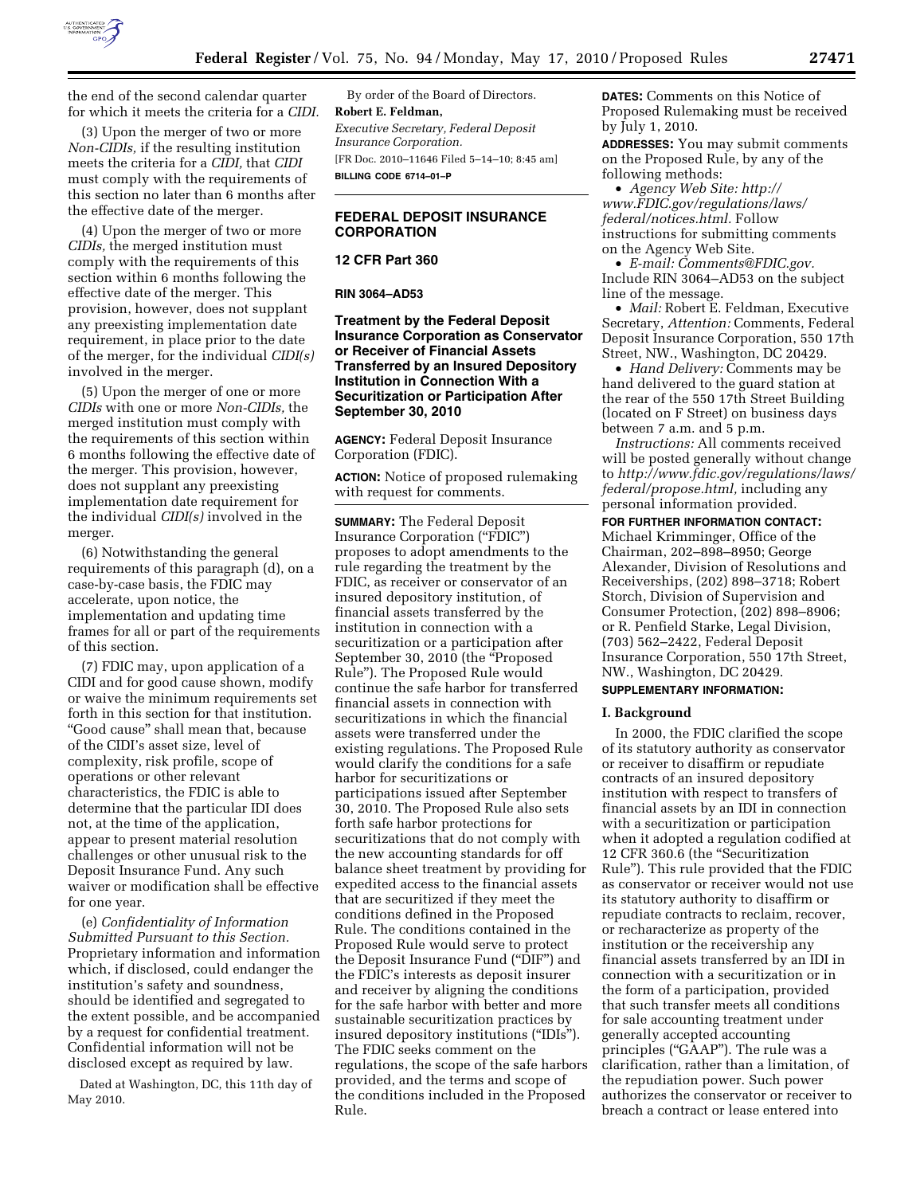the end of the second calendar quarter for which it meets the criteria for a *CIDI.*

(3) Upon the merger of two or more *Non-CIDIs,* if the resulting institution meets the criteria for a *CIDI,* that *CIDI* must comply with the requirements of this section no later than 6 months after the effective date of the merger.

(4) Upon the merger of two or more *CIDIs,* the merged institution must comply with the requirements of this section within 6 months following the effective date of the merger. This provision, however, does not supplant any preexisting implementation date requirement, in place prior to the date of the merger, for the individual *CIDI(s)* involved in the merger.

(5) Upon the merger of one or more *CIDIs* with one or more *Non-CIDIs,* the merged institution must comply with the requirements of this section within 6 months following the effective date of the merger. This provision, however, does not supplant any preexisting implementation date requirement for the individual *CIDI(s)* involved in the merger.

(6) Notwithstanding the general requirements of this paragraph (d), on a case-by-case basis, the FDIC may accelerate, upon notice, the implementation and updating time frames for all or part of the requirements of this section.

(7) FDIC may, upon application of a CIDI and for good cause shown, modify or waive the minimum requirements set forth in this section for that institution. "Good cause" shall mean that, because of the CIDI's asset size, level of complexity, risk profile, scope of operations or other relevant characteristics, the FDIC is able to determine that the particular IDI does not, at the time of the application, appear to present material resolution challenges or other unusual risk to the Deposit Insurance Fund. Any such waiver or modification shall be effective for one year.

(e) *Confidentiality of Information Submitted Pursuant to this Section.* Proprietary information and information which, if disclosed, could endanger the institution's safety and soundness, should be identified and segregated to the extent possible, and be accompanied by a request for confidential treatment. Confidential information will not be disclosed except as required by law.

Dated at Washington, DC, this 11th day of May 2010.

By order of the Board of Directors.

**Robert E. Feldman,**

*Executive Secretary, Federal Deposit Insurance Corporation.*

[FR Doc. 2010–11646 Filed 5–14–10; 8:45 am]

**BILLING CODE 6714–01–P**

---

## FEDERAL DEPOSIT INSURANCE CORPORATION

### 12 CFR Part 360

### RIN 3064–AD53

### Treatment by the Federal Deposit Insurance Corporation as Conservator or Receiver of Financial Assets Transferred by an Insured Depository Institution in Connection With a Securitization or Participation After September 30, 2010

**AGENCY:** Federal Deposit Insurance Corporation (FDIC).

**ACTION:** Notice of proposed rulemaking with request for comments.

**SUMMARY:** The Federal Deposit Insurance Corporation ("FDIC") proposes to adopt amendments to the rule regarding the treatment by the FDIC, as receiver or conservator of an insured depository institution, of financial assets transferred by the institution in connection with a securitization or a participation after September 30, 2010 (the "Proposed Rule"). The Proposed Rule would continue the safe harbor for transferred financial assets in connection with securitizations in which the financial assets were transferred under the existing regulations. The Proposed Rule would clarify the conditions for a safe harbor for securitizations or participations issued after September 30, 2010. The Proposed Rule also sets forth safe harbor protections for securitizations that do not comply with the new accounting standards for off balance sheet treatment by providing for expedited access to the financial assets that are securitized if they meet the conditions defined in the Proposed Rule. The conditions contained in the Proposed Rule would serve to protect the Deposit Insurance Fund ("DIF") and the FDIC's interests as deposit insurer and receiver by aligning the conditions for the safe harbor with better and more sustainable securitization practices by insured depository institutions ("IDIs"). The FDIC seeks comment on the regulations, the scope of the safe harbors provided, and the terms and scope of the conditions included in the Proposed Rule.

**DATES:** Comments on this Notice of Proposed Rulemaking must be received by July 1, 2010.

**ADDRESSES:** You may submit comments on the Proposed Rule, by any of the following methods:

- *Agency Web Site: http://www.FDIC.gov/regulations/laws/federal/notices.html.* Follow instructions for submitting comments on the Agency Web Site.
- *E-mail: Comments@FDIC.gov.* Include RIN 3064–AD53 on the subject line of the message.
- *Mail:* Robert E. Feldman, Executive Secretary, *Attention:* Comments, Federal Deposit Insurance Corporation, 550 17th Street, NW., Washington, DC 20429.
- *Hand Delivery:* Comments may be hand delivered to the guard station at the rear of the 550 17th Street Building (located on F Street) on business days between 7 a.m. and 5 p.m.

*Instructions:* All comments received will be posted generally without change to *http://www.fdic.gov/regulations/laws/federal/propose.html,* including any personal information provided.

**FOR FURTHER INFORMATION CONTACT:** Michael Krimminger, Office of the Chairman, 202–898–8950; George Alexander, Division of Resolutions and Receiverships, (202) 898–3718; Robert Storch, Division of Supervision and Consumer Protection, (202) 898–8906; or R. Penfield Starke, Legal Division, (703) 562–2422, Federal Deposit Insurance Corporation, 550 17th Street, NW., Washington, DC 20429.

**SUPPLEMENTARY INFORMATION:**

#### I. Background

In 2000, the FDIC clarified the scope of its statutory authority as conservator or receiver to disaffirm or repudiate contracts of an insured depository institution with respect to transfers of financial assets by an IDI in connection with a securitization or participation when it adopted a regulation codified at 12 CFR 360.6 (the "Securitization Rule"). This rule provided that the FDIC as conservator or receiver would not use its statutory authority to disaffirm or repudiate contracts to reclaim, recover, or recharacterize as property of the institution or the receivership any financial assets transferred by an IDI in connection with a securitization or in the form of a participation, provided that such transfer meets all conditions for sale accounting treatment under generally accepted accounting principles ("GAAP"). The rule was a clarification, rather than a limitation, of the repudiation power. Such power authorizes the conservator or receiver to breach a contract or lease entered into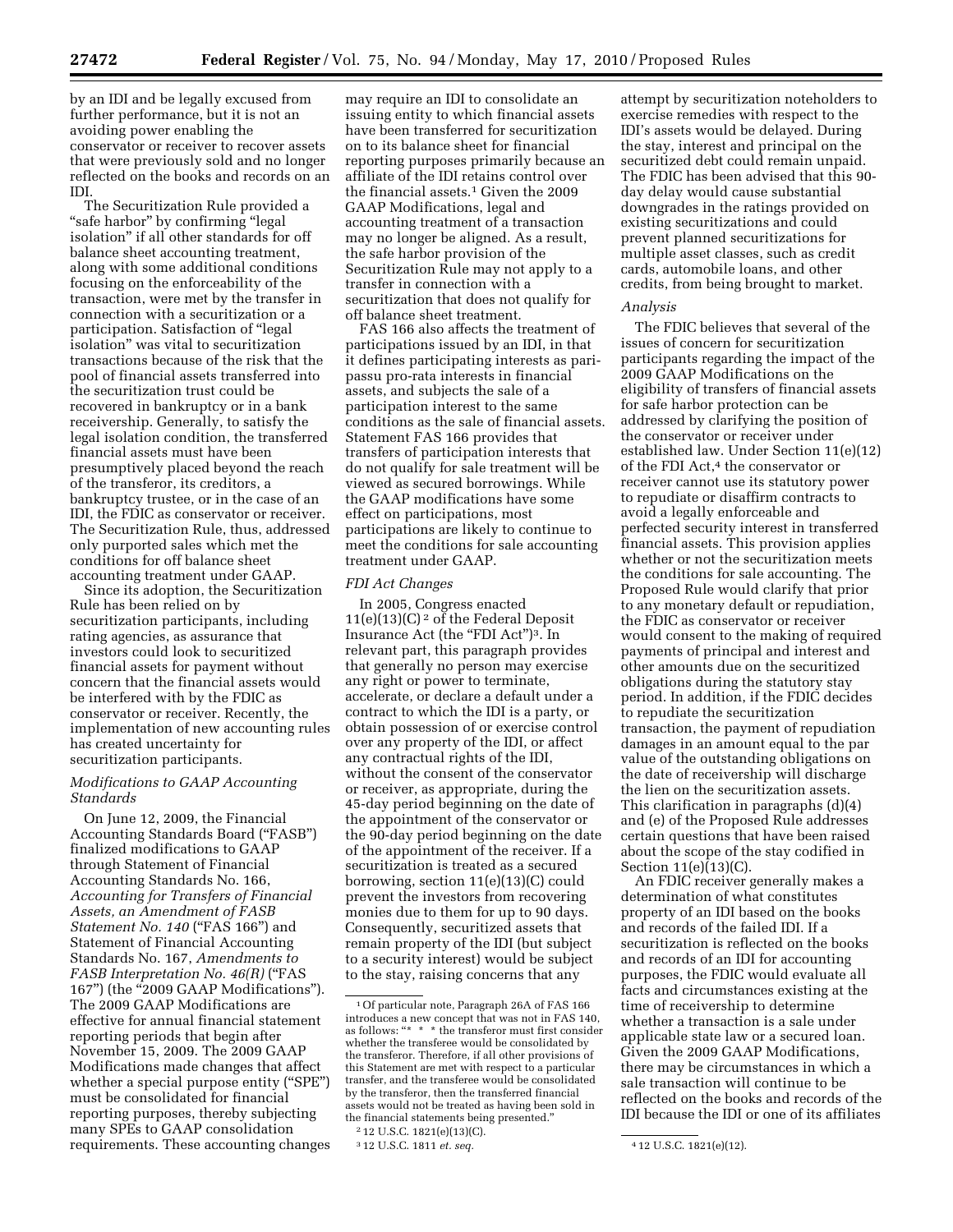by an IDI and be legally excused from further performance, but it is not an avoiding power enabling the conservator or receiver to recover assets that were previously sold and no longer reflected on the books and records on an IDI.

The Securitization Rule provided a "safe harbor" by confirming "legal isolation" if all other standards for off balance sheet accounting treatment, along with some additional conditions focusing on the enforceability of the transaction, were met by the transfer in connection with a securitization or a participation. Satisfaction of "legal isolation" was vital to securitization transactions because of the risk that the pool of financial assets transferred into the securitization trust could be recovered in bankruptcy or in a bank receivership. Generally, to satisfy the legal isolation condition, the transferred financial assets must have been presumptively placed beyond the reach of the transferor, its creditors, a bankruptcy trustee, or in the case of an IDI, the FDIC as conservator or receiver. The Securitization Rule, thus, addressed only purported sales which met the conditions for off balance sheet accounting treatment under GAAP.

Since its adoption, the Securitization Rule has been relied on by securitization participants, including rating agencies, as assurance that investors could look to securitized financial assets for payment without concern that the financial assets would be interfered with by the FDIC as conservator or receiver. Recently, the implementation of new accounting rules has created uncertainty for securitization participants.

*Modifications to GAAP Accounting Standards*

On June 12, 2009, the Financial Accounting Standards Board ("FASB") finalized modifications to GAAP through Statement of Financial Accounting Standards No. 166, *Accounting for Transfers of Financial Assets, an Amendment of FASB Statement No. 140* ("FAS 166") and Statement of Financial Accounting Standards No. 167, *Amendments to FASB Interpretation No. 46(R)* ("FAS 167") (the "2009 GAAP Modifications"). The 2009 GAAP Modifications are effective for annual financial statement reporting periods that begin after November 15, 2009. The 2009 GAAP Modifications made changes that affect whether a special purpose entity ("SPE") must be consolidated for financial reporting purposes, thereby subjecting many SPEs to GAAP consolidation requirements. These accounting changes may require an IDI to consolidate an issuing entity to which financial assets have been transferred for securitization on to its balance sheet for financial reporting purposes primarily because an affiliate of the IDI retains control over the financial assets.[1] Given the 2009 GAAP Modifications, legal and accounting treatment of a transaction may no longer be aligned. As a result, the safe harbor provision of the Securitization Rule may not apply to a transfer in connection with a securitization that does not qualify for off balance sheet treatment.

FAS 166 also affects the treatment of participations issued by an IDI, in that it defines participating interests as pari-passu pro-rata interests in financial assets, and subjects the sale of a participation interest to the same conditions as the sale of financial assets. Statement FAS 166 provides that transfers of participation interests that do not qualify for sale treatment will be viewed as secured borrowings. While the GAAP modifications have some effect on participations, most participations are likely to continue to meet the conditions for sale accounting treatment under GAAP.

*FDI Act Changes*

In 2005, Congress enacted 11(e)(13)(C)[2] of the Federal Deposit Insurance Act (the "FDI Act")[3]. In relevant part, this paragraph provides that generally no person may exercise any right or power to terminate, accelerate, or declare a default under a contract to which the IDI is a party, or obtain possession of or exercise control over any property of the IDI, or affect any contractual rights of the IDI, without the consent of the conservator or receiver, as appropriate, during the 45-day period beginning on the date of the appointment of the conservator or the 90-day period beginning on the date of the appointment of the receiver. If a securitization is treated as a secured borrowing, section 11(e)(13)(C) could prevent the investors from recovering monies due to them for up to 90 days. Consequently, securitized assets that remain property of the IDI (but subject to a security interest) would be subject to the stay, raising concerns that any attempt by securitization noteholders to exercise remedies with respect to the IDI's assets would be delayed. During the stay, interest and principal on the securitized debt could remain unpaid. The FDIC has been advised that this 90-day delay would cause substantial downgrades in the ratings provided on existing securitizations and could prevent planned securitizations for multiple asset classes, such as credit cards, automobile loans, and other credits, from being brought to market.

*Analysis*

The FDIC believes that several of the issues of concern for securitization participants regarding the impact of the 2009 GAAP Modifications on the eligibility of transfers of financial assets for safe harbor protection can be addressed by clarifying the position of the conservator or receiver under established law. Under Section 11(e)(12) of the FDI Act,[4] the conservator or receiver cannot use its statutory power to repudiate or disaffirm contracts to avoid a legally enforceable and perfected security interest in transferred financial assets. This provision applies whether or not the securitization meets the conditions for sale accounting. The Proposed Rule would clarify that prior to any monetary default or repudiation, the FDIC as conservator or receiver would consent to the making of required payments of principal and interest and other amounts due on the securitized obligations during the statutory stay period. In addition, if the FDIC decides to repudiate the securitization transaction, the payment of repudiation damages in an amount equal to the par value of the outstanding obligations on the date of receivership will discharge the lien on the securitization assets. This clarification in paragraphs (d)(4) and (e) of the Proposed Rule addresses certain questions that have been raised about the scope of the stay codified in Section 11(e)(13)(C).

An FDIC receiver generally makes a determination of what constitutes property of an IDI based on the books and records of the failed IDI. If a securitization is reflected on the books and records of an IDI for accounting purposes, the FDIC would evaluate all facts and circumstances existing at the time of receivership to determine whether a transaction is a sale under applicable state law or a secured loan. Given the 2009 GAAP Modifications, there may be circumstances in which a sale transaction will continue to be reflected on the books and records of the IDI because the IDI or one of its affiliates

---

[1] Of particular note, Paragraph 26A of FAS 166 introduces a new concept that was not in FAS 140, as follows: "* * * the transferor must first consider whether the transferee would be consolidated by the transferor. Therefore, if all other provisions of this Statement are met with respect to a particular transfer, and the transferee would be consolidated by the transferor, then the transferred financial assets would not be treated as having been sold in the financial statements being presented."

[2] 12 U.S.C. 1821(e)(13)(C).

[3] 12 U.S.C. 1811 *et. seq.*

[4] 12 U.S.C. 1821(e)(12).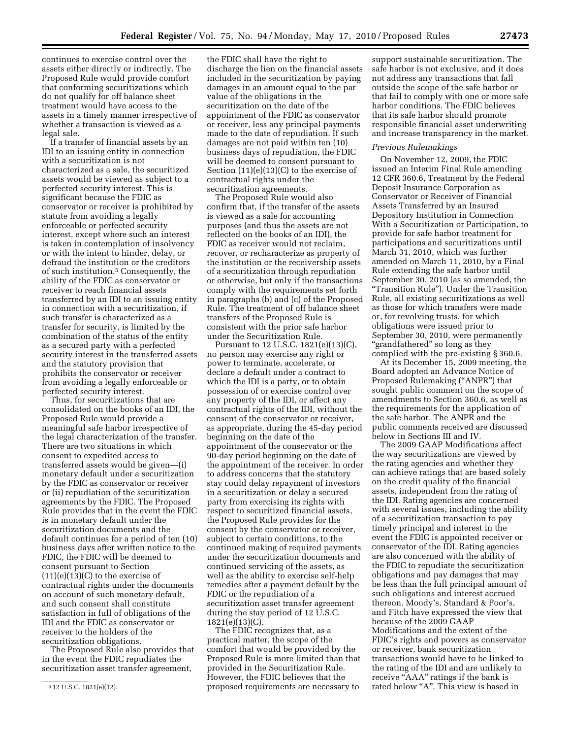continues to exercise control over the assets either directly or indirectly. The Proposed Rule would provide comfort that conforming securitizations which do not qualify for off balance sheet treatment would have access to the assets in a timely manner irrespective of whether a transaction is viewed as a legal sale.

If a transfer of financial assets by an IDI to an issuing entity in connection with a securitization is not characterized as a sale, the securitized assets would be viewed as subject to a perfected security interest. This is significant because the FDIC as conservator or receiver is prohibited by statute from avoiding a legally enforceable or perfected security interest, except where such an interest is taken in contemplation of insolvency or with the intent to hinder, delay, or defraud the institution or the creditors of such institution.[5] Consequently, the ability of the FDIC as conservator or receiver to reach financial assets transferred by an IDI to an issuing entity in connection with a securitization, if such transfer is characterized as a transfer for security, is limited by the combination of the status of the entity as a secured party with a perfected security interest in the transferred assets and the statutory provision that prohibits the conservator or receiver from avoiding a legally enforceable or perfected security interest.

Thus, for securitizations that are consolidated on the books of an IDI, the Proposed Rule would provide a meaningful safe harbor irrespective of the legal characterization of the transfer. There are two situations in which consent to expedited access to transferred assets would be given—(i) monetary default under a securitization by the FDIC as conservator or receiver or (ii) repudiation of the securitization agreements by the FDIC. The Proposed Rule provides that in the event the FDIC is in monetary default under the securitization documents and the default continues for a period of ten (10) business days after written notice to the FDIC, the FDIC will be deemed to consent pursuant to Section (11)(e)(13)(C) to the exercise of contractual rights under the documents on account of such monetary default, and such consent shall constitute satisfaction in full of obligations of the IDI and the FDIC as conservator or receiver to the holders of the securitization obligations.

The Proposed Rule also provides that in the event the FDIC repudiates the securitization asset transfer agreement, the FDIC shall have the right to discharge the lien on the financial assets included in the securitization by paying damages in an amount equal to the par value of the obligations in the securitization on the date of the appointment of the FDIC as conservator or receiver, less any principal payments made to the date of repudiation. If such damages are not paid within ten (10) business days of repudiation, the FDIC will be deemed to consent pursuant to Section (11)(e)(13)(C) to the exercise of contractual rights under the securitization agreements.

The Proposed Rule would also confirm that, if the transfer of the assets is viewed as a sale for accounting purposes (and thus the assets are not reflected on the books of an IDI), the FDIC as receiver would not reclaim, recover, or recharacterize as property of the institution or the receivership assets of a securitization through repudiation or otherwise, but only if the transactions comply with the requirements set forth in paragraphs (b) and (c) of the Proposed Rule. The treatment of off balance sheet transfers of the Proposed Rule is consistent with the prior safe harbor under the Securitization Rule.

Pursuant to 12 U.S.C. 1821(e)(13)(C), no person may exercise any right or power to terminate, accelerate, or declare a default under a contract to which the IDI is a party, or to obtain possession of or exercise control over any property of the IDI, or affect any contractual rights of the IDI, without the consent of the conservator or receiver, as appropriate, during the 45-day period beginning on the date of the appointment of the conservator or the 90-day period beginning on the date of the appointment of the receiver. In order to address concerns that the statutory stay could delay repayment of investors in a securitization or delay a secured party from exercising its rights with respect to securitized financial assets, the Proposed Rule provides for the consent by the conservator or receiver, subject to certain conditions, to the continued making of required payments under the securitization documents and continued servicing of the assets, as well as the ability to exercise self-help remedies after a payment default by the FDIC or the repudiation of a securitization asset transfer agreement during the stay period of 12 U.S.C. 1821(e)(13)(C).

The FDIC recognizes that, as a practical matter, the scope of the comfort that would be provided by the Proposed Rule is more limited than that provided in the Securitization Rule. However, the FDIC believes that the proposed requirements are necessary to support sustainable securitization. The safe harbor is not exclusive, and it does not address any transactions that fall outside the scope of the safe harbor or that fail to comply with one or more safe harbor conditions. The FDIC believes that its safe harbor should promote responsible financial asset underwriting and increase transparency in the market.

*Previous Rulemakings*

On November 12, 2009, the FDIC issued an Interim Final Rule amending 12 CFR 360.6, Treatment by the Federal Deposit Insurance Corporation as Conservator or Receiver of Financial Assets Transferred by an Insured Depository Institution in Connection With a Securitization or Participation, to provide for safe harbor treatment for participations and securitizations until March 31, 2010, which was further amended on March 11, 2010, by a Final Rule extending the safe harbor until September 30, 2010 (as so amended, the "Transition Rule"). Under the Transition Rule, all existing securitizations as well as those for which transfers were made or, for revolving trusts, for which obligations were issued prior to September 30, 2010, were permanently "grandfathered" so long as they complied with the pre-existing § 360.6.

At its December 15, 2009 meeting, the Board adopted an Advance Notice of Proposed Rulemaking ("ANPR") that sought public comment on the scope of amendments to Section 360.6, as well as the requirements for the application of the safe harbor. The ANPR and the public comments received are discussed below in Sections III and IV.

The 2009 GAAP Modifications affect the way securitizations are viewed by the rating agencies and whether they can achieve ratings that are based solely on the credit quality of the financial assets, independent from the rating of the IDI. Rating agencies are concerned with several issues, including the ability of a securitization transaction to pay timely principal and interest in the event the FDIC is appointed receiver or conservator of the IDI. Rating agencies are also concerned with the ability of the FDIC to repudiate the securitization obligations and pay damages that may be less than the full principal amount of such obligations and interest accrued thereon. Moody's, Standard & Poor's, and Fitch have expressed the view that because of the 2009 GAAP Modifications and the extent of the FDIC's rights and powers as conservator or receiver, bank securitization transactions would have to be linked to the rating of the IDI and are unlikely to receive "AAA" ratings if the bank is rated below "A". This view is based in

[5] 12 U.S.C. 1821(e)(12).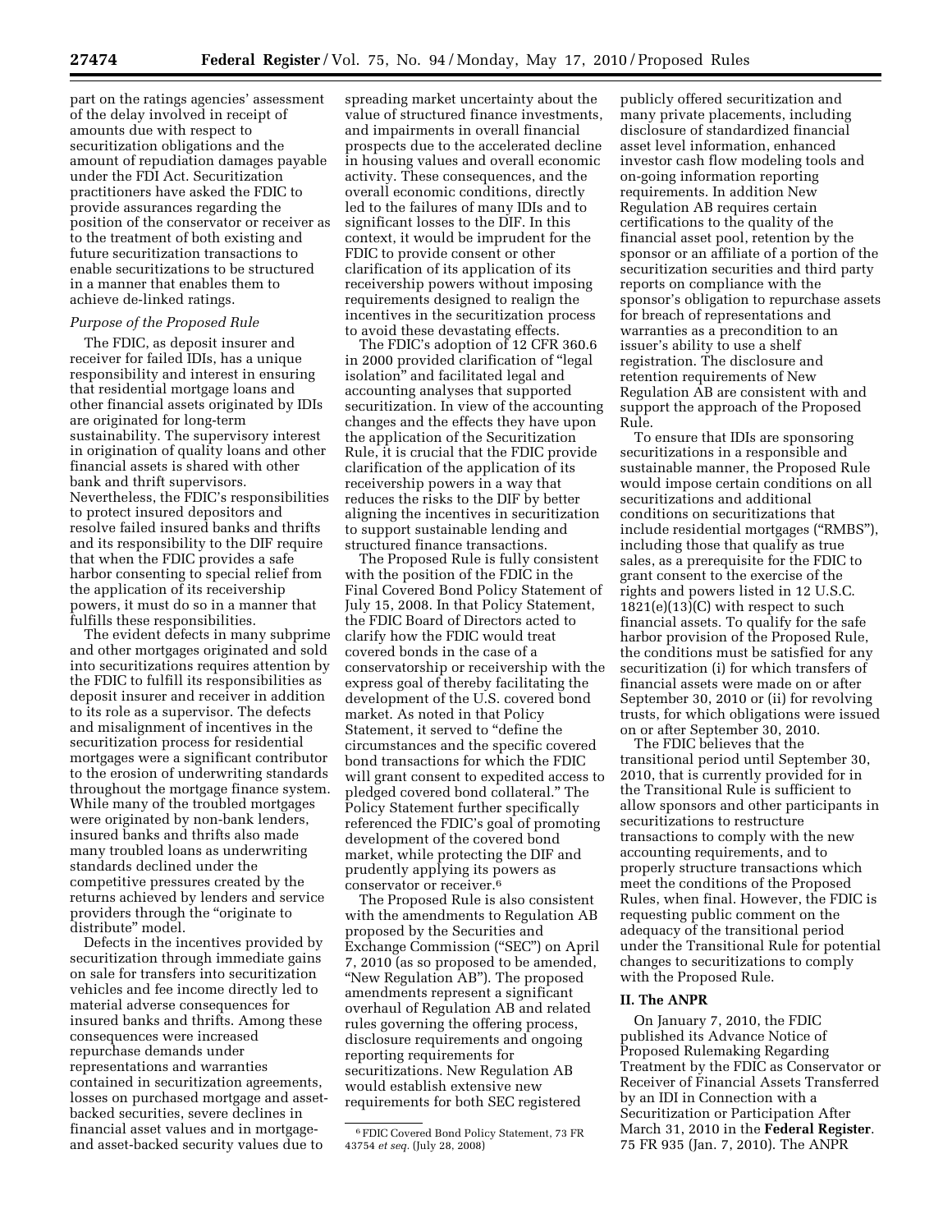part on the ratings agencies' assessment of the delay involved in receipt of amounts due with respect to securitization obligations and the amount of repudiation damages payable under the FDI Act. Securitization practitioners have asked the FDIC to provide assurances regarding the position of the conservator or receiver as to the treatment of both existing and future securitization transactions to enable securitizations to be structured in a manner that enables them to achieve de-linked ratings.

*Purpose of the Proposed Rule*

The FDIC, as deposit insurer and receiver for failed IDIs, has a unique responsibility and interest in ensuring that residential mortgage loans and other financial assets originated by IDIs are originated for long-term sustainability. The supervisory interest in origination of quality loans and other financial assets is shared with other bank and thrift supervisors. Nevertheless, the FDIC's responsibilities to protect insured depositors and resolve failed insured banks and thrifts and its responsibility to the DIF require that when the FDIC provides a safe harbor consenting to special relief from the application of its receivership powers, it must do so in a manner that fulfills these responsibilities.

The evident defects in many subprime and other mortgages originated and sold into securitizations requires attention by the FDIC to fulfill its responsibilities as deposit insurer and receiver in addition to its role as a supervisor. The defects and misalignment of incentives in the securitization process for residential mortgages were a significant contributor to the erosion of underwriting standards throughout the mortgage finance system. While many of the troubled mortgages were originated by non-bank lenders, insured banks and thrifts also made many troubled loans as underwriting standards declined under the competitive pressures created by the returns achieved by lenders and service providers through the "originate to distribute" model.

Defects in the incentives provided by securitization through immediate gains on sale for transfers into securitization vehicles and fee income directly led to material adverse consequences for insured banks and thrifts. Among these consequences were increased repurchase demands under representations and warranties contained in securitization agreements, losses on purchased mortgage and asset-backed securities, severe declines in financial asset values and in mortgage- and asset-backed security values due to spreading market uncertainty about the value of structured finance investments, and impairments in overall financial prospects due to the accelerated decline in housing values and overall economic activity. These consequences, and the overall economic conditions, directly led to the failures of many IDIs and to significant losses to the DIF. In this context, it would be imprudent for the FDIC to provide consent or other clarification of its application of its receivership powers without imposing requirements designed to realign the incentives in the securitization process to avoid these devastating effects.

The FDIC's adoption of 12 CFR 360.6 in 2000 provided clarification of "legal isolation" and facilitated legal and accounting analyses that supported securitization. In view of the accounting changes and the effects they have upon the application of the Securitization Rule, it is crucial that the FDIC provide clarification of the application of its receivership powers in a way that reduces the risks to the DIF by better aligning the incentives in securitization to support sustainable lending and structured finance transactions.

The Proposed Rule is fully consistent with the position of the FDIC in the Final Covered Bond Policy Statement of July 15, 2008. In that Policy Statement, the FDIC Board of Directors acted to clarify how the FDIC would treat covered bonds in the case of a conservatorship or receivership with the express goal of thereby facilitating the development of the U.S. covered bond market. As noted in that Policy Statement, it served to "define the circumstances and the specific covered bond transactions for which the FDIC will grant consent to expedited access to pledged covered bond collateral." The Policy Statement further specifically referenced the FDIC's goal of promoting development of the covered bond market, while protecting the DIF and prudently applying its powers as conservator or receiver.[6]

The Proposed Rule is also consistent with the amendments to Regulation AB proposed by the Securities and Exchange Commission ("SEC") on April 7, 2010 (as so proposed to be amended, "New Regulation AB"). The proposed amendments represent a significant overhaul of Regulation AB and related rules governing the offering process, disclosure requirements and ongoing reporting requirements for securitizations. New Regulation AB would establish extensive new requirements for both SEC registered publicly offered securitization and many private placements, including disclosure of standardized financial asset level information, enhanced investor cash flow modeling tools and on-going information reporting requirements. In addition New Regulation AB requires certain certifications to the quality of the financial asset pool, retention by the sponsor or an affiliate of a portion of the securitization securities and third party reports on compliance with the sponsor's obligation to repurchase assets for breach of representations and warranties as a precondition to an issuer's ability to use a shelf registration. The disclosure and retention requirements of New Regulation AB are consistent with and support the approach of the Proposed Rule.

To ensure that IDIs are sponsoring securitizations in a responsible and sustainable manner, the Proposed Rule would impose certain conditions on all securitizations and additional conditions on securitizations that include residential mortgages ("RMBS"), including those that qualify as true sales, as a prerequisite for the FDIC to grant consent to the exercise of the rights and powers listed in 12 U.S.C. 1821(e)(13)(C) with respect to such financial assets. To qualify for the safe harbor provision of the Proposed Rule, the conditions must be satisfied for any securitization (i) for which transfers of financial assets were made on or after September 30, 2010 or (ii) for revolving trusts, for which obligations were issued on or after September 30, 2010.

The FDIC believes that the transitional period until September 30, 2010, that is currently provided for in the Transitional Rule is sufficient to allow sponsors and other participants in securitizations to restructure transactions to comply with the new accounting requirements, and to properly structure transactions which meet the conditions of the Proposed Rules, when final. However, the FDIC is requesting public comment on the adequacy of the transitional period under the Transitional Rule for potential changes to securitizations to comply with the Proposed Rule.

## II. The ANPR

On January 7, 2010, the FDIC published its Advance Notice of Proposed Rulemaking Regarding Treatment by the FDIC as Conservator or Receiver of Financial Assets Transferred by an IDI in Connection with a Securitization or Participation After March 31, 2010 in the **Federal Register**. 75 FR 935 (Jan. 7, 2010). The ANPR

[6] FDIC Covered Bond Policy Statement, 73 FR 43754 *et seq.* (July 28, 2008)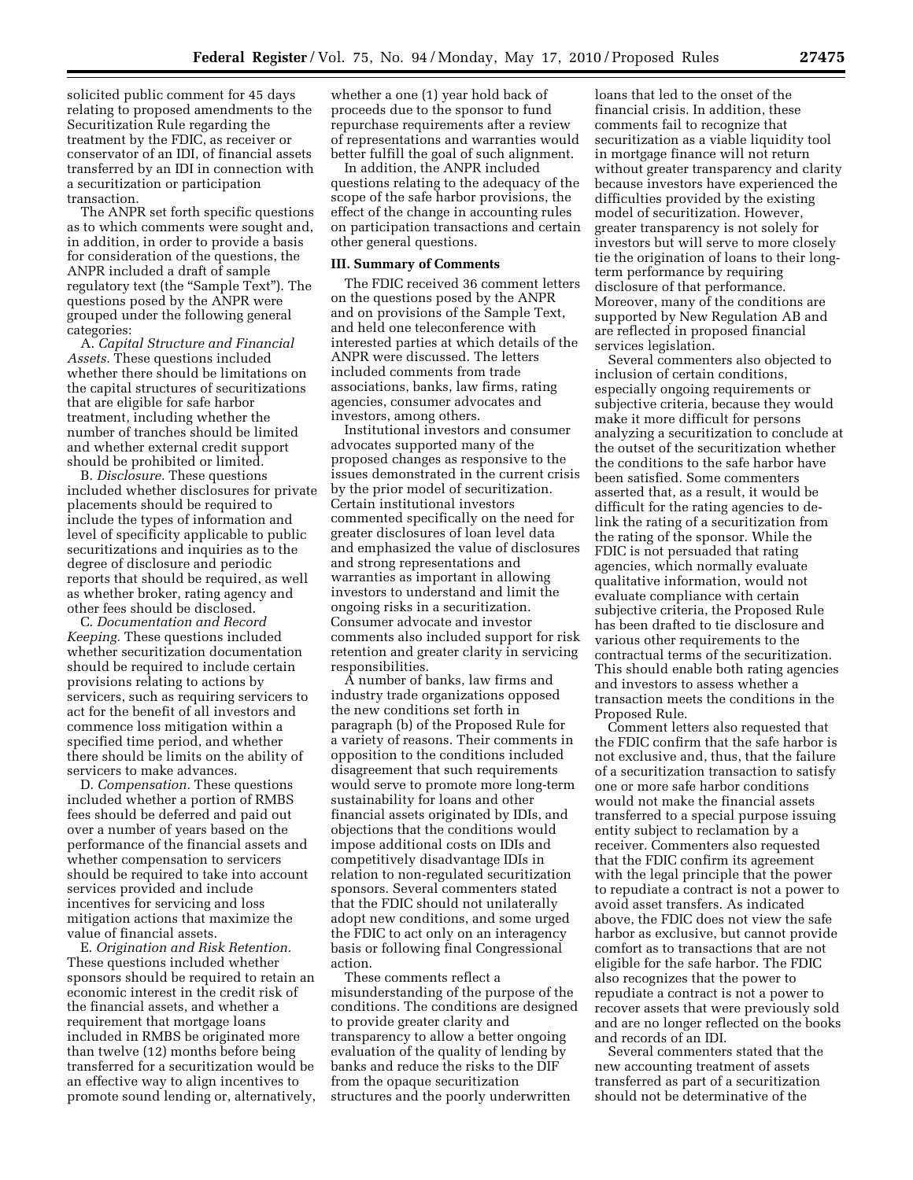solicited public comment for 45 days relating to proposed amendments to the Securitization Rule regarding the treatment by the FDIC, as receiver or conservator of an IDI, of financial assets transferred by an IDI in connection with a securitization or participation transaction.

The ANPR set forth specific questions as to which comments were sought and, in addition, in order to provide a basis for consideration of the questions, the ANPR included a draft of sample regulatory text (the "Sample Text"). The questions posed by the ANPR were grouped under the following general categories:

A. *Capital Structure and Financial Assets.* These questions included whether there should be limitations on the capital structures of securitizations that are eligible for safe harbor treatment, including whether the number of tranches should be limited and whether external credit support should be prohibited or limited.

B. *Disclosure.* These questions included whether disclosures for private placements should be required to include the types of information and level of specificity applicable to public securitizations and inquiries as to the degree of disclosure and periodic reports that should be required, as well as whether broker, rating agency and other fees should be disclosed.

C. *Documentation and Record Keeping.* These questions included whether securitization documentation should be required to include certain provisions relating to actions by servicers, such as requiring servicers to act for the benefit of all investors and commence loss mitigation within a specified time period, and whether there should be limits on the ability of servicers to make advances.

D. *Compensation.* These questions included whether a portion of RMBS fees should be deferred and paid out over a number of years based on the performance of the financial assets and whether compensation to servicers should be required to take into account services provided and include incentives for servicing and loss mitigation actions that maximize the value of financial assets.

E. *Origination and Risk Retention.* These questions included whether sponsors should be required to retain an economic interest in the credit risk of the financial assets, and whether a requirement that mortgage loans included in RMBS be originated more than twelve (12) months before being transferred for a securitization would be an effective way to align incentives to promote sound lending or, alternatively, whether a one (1) year hold back of proceeds due to the sponsor to fund repurchase requirements after a review of representations and warranties would better fulfill the goal of such alignment.

In addition, the ANPR included questions relating to the adequacy of the scope of the safe harbor provisions, the effect of the change in accounting rules on participation transactions and certain other general questions.

## III. Summary of Comments

The FDIC received 36 comment letters on the questions posed by the ANPR and on provisions of the Sample Text, and held one teleconference with interested parties at which details of the ANPR were discussed. The letters included comments from trade associations, banks, law firms, rating agencies, consumer advocates and investors, among others.

Institutional investors and consumer advocates supported many of the proposed changes as responsive to the issues demonstrated in the current crisis by the prior model of securitization. Certain institutional investors commented specifically on the need for greater disclosures of loan level data and emphasized the value of disclosures and strong representations and warranties as important in allowing investors to understand and limit the ongoing risks in a securitization. Consumer advocate and investor comments also included support for risk retention and greater clarity in servicing responsibilities.

A number of banks, law firms and industry trade organizations opposed the new conditions set forth in paragraph (b) of the Proposed Rule for a variety of reasons. Their comments in opposition to the conditions included disagreement that such requirements would serve to promote more long-term sustainability for loans and other financial assets originated by IDIs, and objections that the conditions would impose additional costs on IDIs and competitively disadvantage IDIs in relation to non-regulated securitization sponsors. Several commenters stated that the FDIC should not unilaterally adopt new conditions, and some urged the FDIC to act only on an interagency basis or following final Congressional action.

These comments reflect a misunderstanding of the purpose of the conditions. The conditions are designed to provide greater clarity and transparency to allow a better ongoing evaluation of the quality of lending by banks and reduce the risks to the DIF from the opaque securitization structures and the poorly underwritten loans that led to the onset of the financial crisis. In addition, these comments fail to recognize that securitization as a viable liquidity tool in mortgage finance will not return without greater transparency and clarity because investors have experienced the difficulties provided by the existing model of securitization. However, greater transparency is not solely for investors but will serve to more closely tie the origination of loans to their long-term performance by requiring disclosure of that performance. Moreover, many of the conditions are supported by New Regulation AB and are reflected in proposed financial services legislation.

Several commenters also objected to inclusion of certain conditions, especially ongoing requirements or subjective criteria, because they would make it more difficult for persons analyzing a securitization to conclude at the outset of the securitization whether the conditions to the safe harbor have been satisfied. Some commenters asserted that, as a result, it would be difficult for the rating agencies to de-link the rating of a securitization from the rating of the sponsor. While the FDIC is not persuaded that rating agencies, which normally evaluate qualitative information, would not evaluate compliance with certain subjective criteria, the Proposed Rule has been drafted to tie disclosure and various other requirements to the contractual terms of the securitization. This should enable both rating agencies and investors to assess whether a transaction meets the conditions in the Proposed Rule.

Comment letters also requested that the FDIC confirm that the safe harbor is not exclusive and, thus, that the failure of a securitization transaction to satisfy one or more safe harbor conditions would not make the financial assets transferred to a special purpose issuing entity subject to reclamation by a receiver. Commenters also requested that the FDIC confirm its agreement with the legal principle that the power to repudiate a contract is not a power to avoid asset transfers. As indicated above, the FDIC does not view the safe harbor as exclusive, but cannot provide comfort as to transactions that are not eligible for the safe harbor. The FDIC also recognizes that the power to repudiate a contract is not a power to recover assets that were previously sold and are no longer reflected on the books and records of an IDI.

Several commenters stated that the new accounting treatment of assets transferred as part of a securitization should not be determinative of the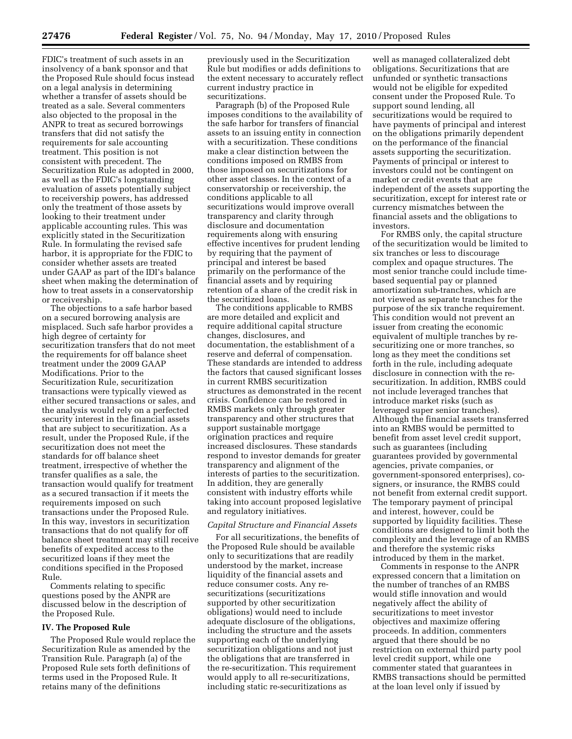FDIC's treatment of such assets in an insolvency of a bank sponsor and that the Proposed Rule should focus instead on a legal analysis in determining whether a transfer of assets should be treated as a sale. Several commenters also objected to the proposal in the ANPR to treat as secured borrowings transfers that did not satisfy the requirements for sale accounting treatment. This position is not consistent with precedent. The Securitization Rule as adopted in 2000, as well as the FDIC's longstanding evaluation of assets potentially subject to receivership powers, has addressed only the treatment of those assets by looking to their treatment under applicable accounting rules. This was explicitly stated in the Securitization Rule. In formulating the revised safe harbor, it is appropriate for the FDIC to consider whether assets are treated under GAAP as part of the IDI's balance sheet when making the determination of how to treat assets in a conservatorship or receivership.

The objections to a safe harbor based on a secured borrowing analysis are misplaced. Such safe harbor provides a high degree of certainty for securitization transfers that do not meet the requirements for off balance sheet treatment under the 2009 GAAP Modifications. Prior to the Securitization Rule, securitization transactions were typically viewed as either secured transactions or sales, and the analysis would rely on a perfected security interest in the financial assets that are subject to securitization. As a result, under the Proposed Rule, if the securitization does not meet the standards for off balance sheet treatment, irrespective of whether the transfer qualifies as a sale, the transaction would qualify for treatment as a secured transaction if it meets the requirements imposed on such transactions under the Proposed Rule. In this way, investors in securitization transactions that do not qualify for off balance sheet treatment may still receive benefits of expedited access to the securitized loans if they meet the conditions specified in the Proposed Rule.

Comments relating to specific questions posed by the ANPR are discussed below in the description of the Proposed Rule.

## IV. The Proposed Rule

The Proposed Rule would replace the Securitization Rule as amended by the Transition Rule. Paragraph (a) of the Proposed Rule sets forth definitions of terms used in the Proposed Rule. It retains many of the definitions previously used in the Securitization Rule but modifies or adds definitions to the extent necessary to accurately reflect current industry practice in securitizations.

Paragraph (b) of the Proposed Rule imposes conditions to the availability of the safe harbor for transfers of financial assets to an issuing entity in connection with a securitization. These conditions make a clear distinction between the conditions imposed on RMBS from those imposed on securitizations for other asset classes. In the context of a conservatorship or receivership, the conditions applicable to all securitizations would improve overall transparency and clarity through disclosure and documentation requirements along with ensuring effective incentives for prudent lending by requiring that the payment of principal and interest be based primarily on the performance of the financial assets and by requiring retention of a share of the credit risk in the securitized loans.

The conditions applicable to RMBS are more detailed and explicit and require additional capital structure changes, disclosures, and documentation, the establishment of a reserve and deferral of compensation. These standards are intended to address the factors that caused significant losses in current RMBS securitization structures as demonstrated in the recent crisis. Confidence can be restored in RMBS markets only through greater transparency and other structures that support sustainable mortgage origination practices and require increased disclosures. These standards respond to investor demands for greater transparency and alignment of the interests of parties to the securitization. In addition, they are generally consistent with industry efforts while taking into account proposed legislative and regulatory initiatives.

### *Capital Structure and Financial Assets*

For all securitizations, the benefits of the Proposed Rule should be available only to securitizations that are readily understood by the market, increase liquidity of the financial assets and reduce consumer costs. Any re-securitizations (securitizations supported by other securitization obligations) would need to include adequate disclosure of the obligations, including the structure and the assets supporting each of the underlying securitization obligations and not just the obligations that are transferred in the re-securitization. This requirement would apply to all re-securitizations, including static re-securitizations as well as managed collateralized debt obligations. Securitizations that are unfunded or synthetic transactions would not be eligible for expedited consent under the Proposed Rule. To support sound lending, all securitizations would be required to have payments of principal and interest on the obligations primarily dependent on the performance of the financial assets supporting the securitization. Payments of principal or interest to investors could not be contingent on market or credit events that are independent of the assets supporting the securitization, except for interest rate or currency mismatches between the financial assets and the obligations to investors.

For RMBS only, the capital structure of the securitization would be limited to six tranches or less to discourage complex and opaque structures. The most senior tranche could include time-based sequential pay or planned amortization sub-tranches, which are not viewed as separate tranches for the purpose of the six tranche requirement. This condition would not prevent an issuer from creating the economic equivalent of multiple tranches by re-securitizing one or more tranches, so long as they meet the conditions set forth in the rule, including adequate disclosure in connection with the re-securitization. In addition, RMBS could not include leveraged tranches that introduce market risks (such as leveraged super senior tranches). Although the financial assets transferred into an RMBS would be permitted to benefit from asset level credit support, such as guarantees (including guarantees provided by governmental agencies, private companies, or government-sponsored enterprises), co-signers, or insurance, the RMBS could not benefit from external credit support. The temporary payment of principal and interest, however, could be supported by liquidity facilities. These conditions are designed to limit both the complexity and the leverage of an RMBS and therefore the systemic risks introduced by them in the market.

Comments in response to the ANPR expressed concern that a limitation on the number of tranches of an RMBS would stifle innovation and would negatively affect the ability of securitizations to meet investor objectives and maximize offering proceeds. In addition, commenters argued that there should be no restriction on external third party pool level credit support, while one commenter stated that guarantees in RMBS transactions should be permitted at the loan level only if issued by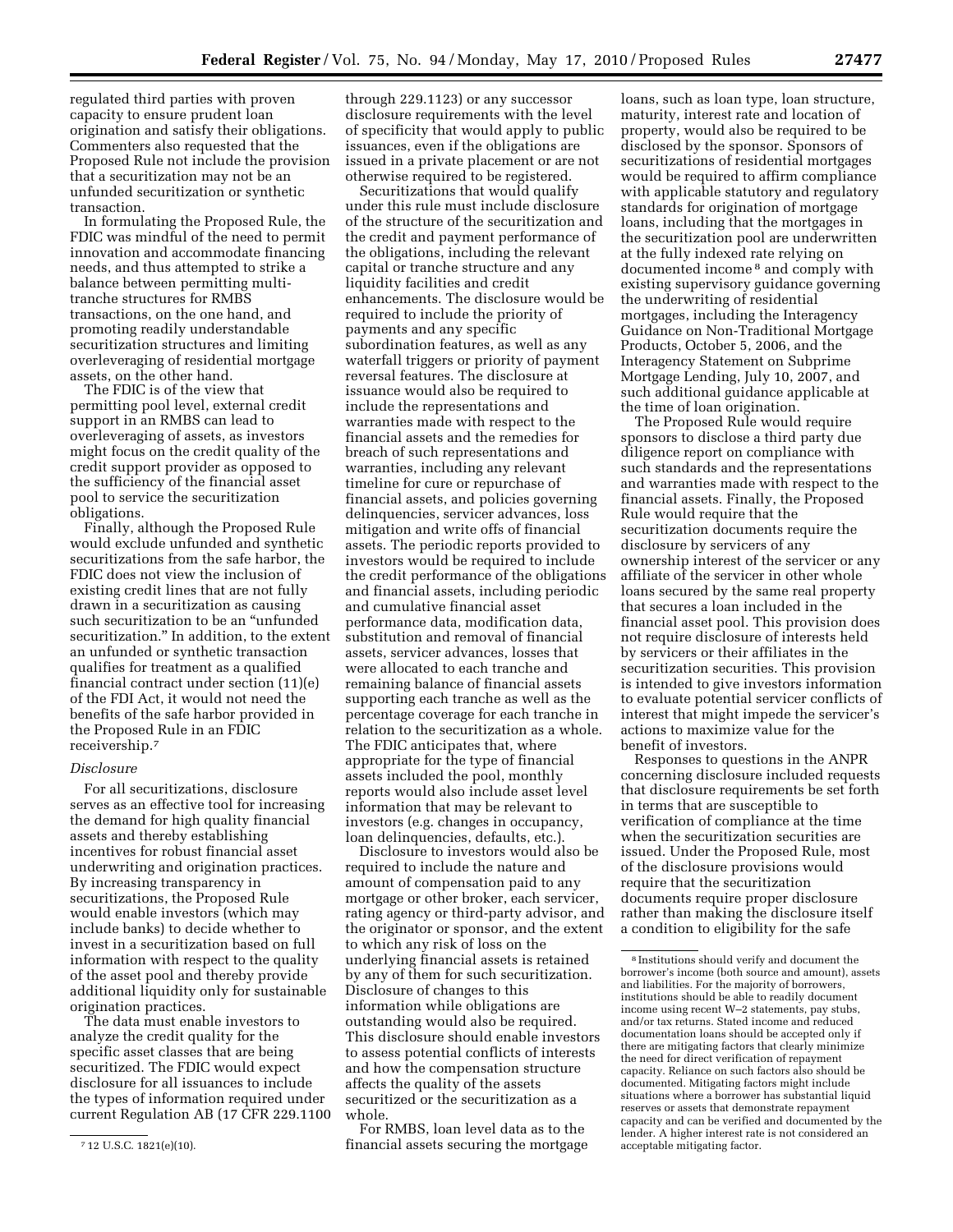regulated third parties with proven capacity to ensure prudent loan origination and satisfy their obligations. Commenters also requested that the Proposed Rule not include the provision that a securitization may not be an unfunded securitization or synthetic transaction.

In formulating the Proposed Rule, the FDIC was mindful of the need to permit innovation and accommodate financing needs, and thus attempted to strike a balance between permitting multi-tranche structures for RMBS transactions, on the one hand, and promoting readily understandable securitization structures and limiting overleveraging of residential mortgage assets, on the other hand.

The FDIC is of the view that permitting pool level, external credit support in an RMBS can lead to overleveraging of assets, as investors might focus on the credit quality of the credit support provider as opposed to the sufficiency of the financial asset pool to service the securitization obligations.

Finally, although the Proposed Rule would exclude unfunded and synthetic securitizations from the safe harbor, the FDIC does not view the inclusion of existing credit lines that are not fully drawn in a securitization as causing such securitization to be an "unfunded securitization." In addition, to the extent an unfunded or synthetic transaction qualifies for treatment as a qualified financial contract under section (11)(e) of the FDI Act, it would not need the benefits of the safe harbor provided in the Proposed Rule in an FDIC receivership.[7]

*Disclosure*

For all securitizations, disclosure serves as an effective tool for increasing the demand for high quality financial assets and thereby establishing incentives for robust financial asset underwriting and origination practices. By increasing transparency in securitizations, the Proposed Rule would enable investors (which may include banks) to decide whether to invest in a securitization based on full information with respect to the quality of the asset pool and thereby provide additional liquidity only for sustainable origination practices.

The data must enable investors to analyze the credit quality for the specific asset classes that are being securitized. The FDIC would expect disclosure for all issuances to include the types of information required under current Regulation AB (17 CFR 229.1100 through 229.1123) or any successor disclosure requirements with the level of specificity that would apply to public issuances, even if the obligations are issued in a private placement or are not otherwise required to be registered.

Securitizations that would qualify under this rule must include disclosure of the structure of the securitization and the credit and payment performance of the obligations, including the relevant capital or tranche structure and any liquidity facilities and credit enhancements. The disclosure would be required to include the priority of payments and any specific subordination features, as well as any waterfall triggers or priority of payment reversal features. The disclosure at issuance would also be required to include the representations and warranties made with respect to the financial assets and the remedies for breach of such representations and warranties, including any relevant timeline for cure or repurchase of financial assets, and policies governing delinquencies, servicer advances, loss mitigation and write offs of financial assets. The periodic reports provided to investors would be required to include the credit performance of the obligations and financial assets, including periodic and cumulative financial asset performance data, modification data, substitution and removal of financial assets, servicer advances, losses that were allocated to each tranche and remaining balance of financial assets supporting each tranche as well as the percentage coverage for each tranche in relation to the securitization as a whole. The FDIC anticipates that, where appropriate for the type of financial assets included the pool, monthly reports would also include asset level information that may be relevant to investors (e.g. changes in occupancy, loan delinquencies, defaults, etc.).

Disclosure to investors would also be required to include the nature and amount of compensation paid to any mortgage or other broker, each servicer, rating agency or third-party advisor, and the originator or sponsor, and the extent to which any risk of loss on the underlying financial assets is retained by any of them for such securitization. Disclosure of changes to this information while obligations are outstanding would also be required. This disclosure should enable investors to assess potential conflicts of interests and how the compensation structure affects the quality of the assets securitized or the securitization as a whole.

For RMBS, loan level data as to the financial assets securing the mortgage loans, such as loan type, loan structure, maturity, interest rate and location of property, would also be required to be disclosed by the sponsor. Sponsors of securitizations of residential mortgages would be required to affirm compliance with applicable statutory and regulatory standards for origination of mortgage loans, including that the mortgages in the securitization pool are underwritten at the fully indexed rate relying on documented income[8] and comply with existing supervisory guidance governing the underwriting of residential mortgages, including the Interagency Guidance on Non-Traditional Mortgage Products, October 5, 2006, and the Interagency Statement on Subprime Mortgage Lending, July 10, 2007, and such additional guidance applicable at the time of loan origination.

The Proposed Rule would require sponsors to disclose a third party due diligence report on compliance with such standards and the representations and warranties made with respect to the financial assets. Finally, the Proposed Rule would require that the securitization documents require the disclosure by servicers of any ownership interest of the servicer or any affiliate of the servicer in other whole loans secured by the same real property that secures a loan included in the financial asset pool. This provision does not require disclosure of interests held by servicers or their affiliates in the securitization securities. This provision is intended to give investors information to evaluate potential servicer conflicts of interest that might impede the servicer's actions to maximize value for the benefit of investors.

Responses to questions in the ANPR concerning disclosure included requests that disclosure requirements be set forth in terms that are susceptible to verification of compliance at the time when the securitization securities are issued. Under the Proposed Rule, most of the disclosure provisions would require that the securitization documents require proper disclosure rather than making the disclosure itself a condition to eligibility for the safe

---

[7] 12 U.S.C. 1821(e)(10).

[8] Institutions should verify and document the borrower's income (both source and amount), assets and liabilities. For the majority of borrowers, institutions should be able to readily document income using recent W–2 statements, pay stubs, and/or tax returns. Stated income and reduced documentation loans should be accepted only if there are mitigating factors that clearly minimize the need for direct verification of repayment capacity. Reliance on such factors also should be documented. Mitigating factors might include situations where a borrower has substantial liquid reserves or assets that demonstrate repayment capacity and can be verified and documented by the lender. A higher interest rate is not considered an acceptable mitigating factor.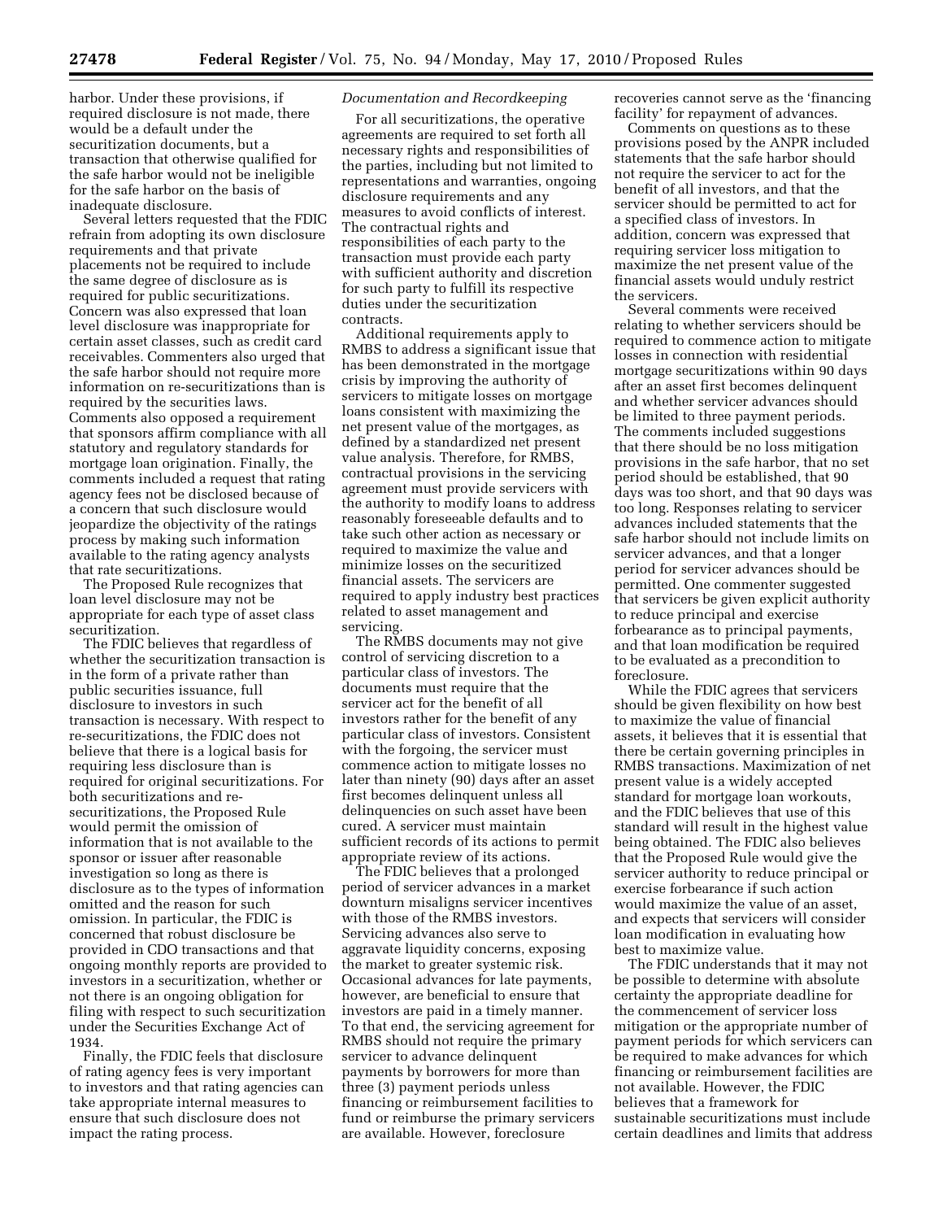harbor. Under these provisions, if required disclosure is not made, there would be a default under the securitization documents, but a transaction that otherwise qualified for the safe harbor would not be ineligible for the safe harbor on the basis of inadequate disclosure.

Several letters requested that the FDIC refrain from adopting its own disclosure requirements and that private placements not be required to include the same degree of disclosure as is required for public securitizations. Concern was also expressed that loan level disclosure was inappropriate for certain asset classes, such as credit card receivables. Commenters also urged that the safe harbor should not require more information on re-securitizations than is required by the securities laws. Comments also opposed a requirement that sponsors affirm compliance with all statutory and regulatory standards for mortgage loan origination. Finally, the comments included a request that rating agency fees not be disclosed because of a concern that such disclosure would jeopardize the objectivity of the ratings process by making such information available to the rating agency analysts that rate securitizations.

The Proposed Rule recognizes that loan level disclosure may not be appropriate for each type of asset class securitization.

The FDIC believes that regardless of whether the securitization transaction is in the form of a private rather than public securities issuance, full disclosure to investors in such transaction is necessary. With respect to re-securitizations, the FDIC does not believe that there is a logical basis for requiring less disclosure than is required for original securitizations. For both securitizations and re-securitizations, the Proposed Rule would permit the omission of information that is not available to the sponsor or issuer after reasonable investigation so long as there is disclosure as to the types of information omitted and the reason for such omission. In particular, the FDIC is concerned that robust disclosure be provided in CDO transactions and that ongoing monthly reports are provided to investors in a securitization, whether or not there is an ongoing obligation for filing with respect to such securitization under the Securities Exchange Act of 1934.

Finally, the FDIC feels that disclosure of rating agency fees is very important to investors and that rating agencies can take appropriate internal measures to ensure that such disclosure does not impact the rating process.

*Documentation and Recordkeeping*

For all securitizations, the operative agreements are required to set forth all necessary rights and responsibilities of the parties, including but not limited to representations and warranties, ongoing disclosure requirements and any measures to avoid conflicts of interest. The contractual rights and responsibilities of each party to the transaction must provide each party with sufficient authority and discretion for such party to fulfill its respective duties under the securitization contracts.

Additional requirements apply to RMBS to address a significant issue that has been demonstrated in the mortgage crisis by improving the authority of servicers to mitigate losses on mortgage loans consistent with maximizing the net present value of the mortgages, as defined by a standardized net present value analysis. Therefore, for RMBS, contractual provisions in the servicing agreement must provide servicers with the authority to modify loans to address reasonably foreseeable defaults and to take such other action as necessary or required to maximize the value and minimize losses on the securitized financial assets. The servicers are required to apply industry best practices related to asset management and servicing.

The RMBS documents may not give control of servicing discretion to a particular class of investors. The documents must require that the servicer act for the benefit of all investors rather for the benefit of any particular class of investors. Consistent with the forgoing, the servicer must commence action to mitigate losses no later than ninety (90) days after an asset first becomes delinquent unless all delinquencies on such asset have been cured. A servicer must maintain sufficient records of its actions to permit appropriate review of its actions.

The FDIC believes that a prolonged period of servicer advances in a market downturn misaligns servicer incentives with those of the RMBS investors. Servicing advances also serve to aggravate liquidity concerns, exposing the market to greater systemic risk. Occasional advances for late payments, however, are beneficial to ensure that investors are paid in a timely manner. To that end, the servicing agreement for RMBS should not require the primary servicer to advance delinquent payments by borrowers for more than three (3) payment periods unless financing or reimbursement facilities to fund or reimburse the primary servicers are available. However, foreclosure recoveries cannot serve as the 'financing facility' for repayment of advances.

Comments on questions as to these provisions posed by the ANPR included statements that the safe harbor should not require the servicer to act for the benefit of all investors, and that the servicer should be permitted to act for a specified class of investors. In addition, concern was expressed that requiring servicer loss mitigation to maximize the net present value of the financial assets would unduly restrict the servicers.

Several comments were received relating to whether servicers should be required to commence action to mitigate losses in connection with residential mortgage securitizations within 90 days after an asset first becomes delinquent and whether servicer advances should be limited to three payment periods. The comments included suggestions that there should be no loss mitigation provisions in the safe harbor, that no set period should be established, that 90 days was too short, and that 90 days was too long. Responses relating to servicer advances included statements that the safe harbor should not include limits on servicer advances, and that a longer period for servicer advances should be permitted. One commenter suggested that servicers be given explicit authority to reduce principal and exercise forbearance as to principal payments, and that loan modification be required to be evaluated as a precondition to foreclosure.

While the FDIC agrees that servicers should be given flexibility on how best to maximize the value of financial assets, it believes that it is essential that there be certain governing principles in RMBS transactions. Maximization of net present value is a widely accepted standard for mortgage loan workouts, and the FDIC believes that use of this standard will result in the highest value being obtained. The FDIC also believes that the Proposed Rule would give the servicer authority to reduce principal or exercise forbearance if such action would maximize the value of an asset, and expects that servicers will consider loan modification in evaluating how best to maximize value.

The FDIC understands that it may not be possible to determine with absolute certainty the appropriate deadline for the commencement of servicer loss mitigation or the appropriate number of payment periods for which servicers can be required to make advances for which financing or reimbursement facilities are not available. However, the FDIC believes that a framework for sustainable securitizations must include certain deadlines and limits that address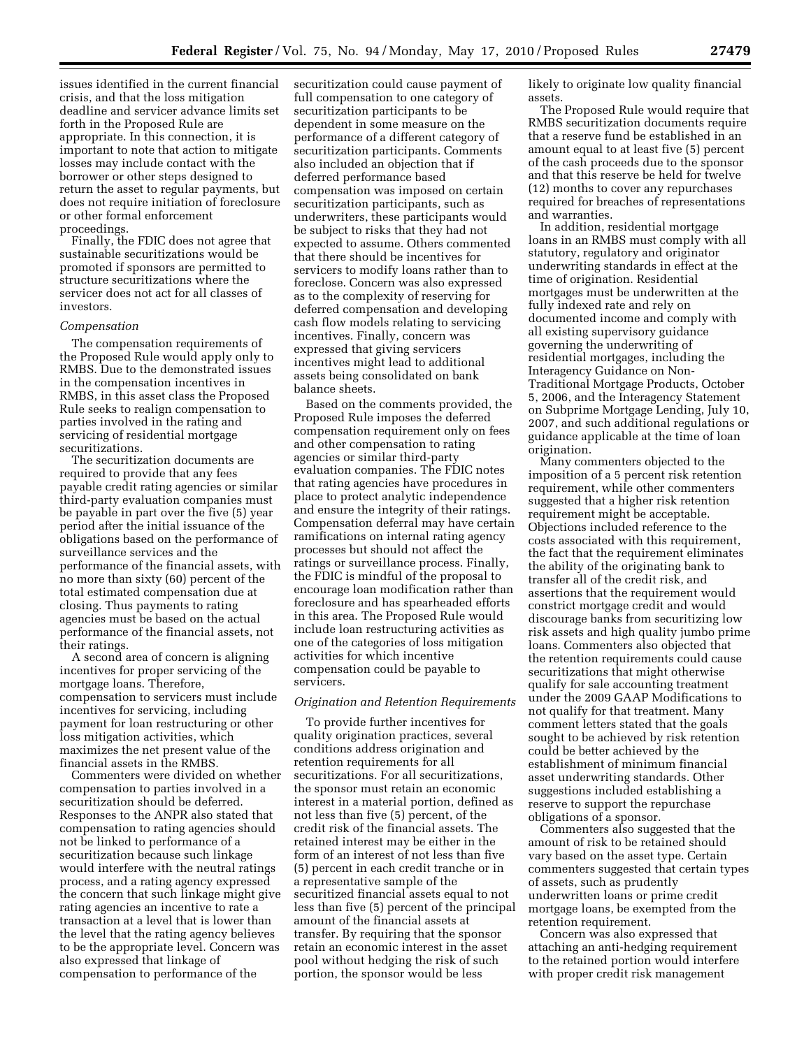issues identified in the current financial crisis, and that the loss mitigation deadline and servicer advance limits set forth in the Proposed Rule are appropriate. In this connection, it is important to note that action to mitigate losses may include contact with the borrower or other steps designed to return the asset to regular payments, but does not require initiation of foreclosure or other formal enforcement proceedings.

Finally, the FDIC does not agree that sustainable securitizations would be promoted if sponsors are permitted to structure securitizations where the servicer does not act for all classes of investors.

*Compensation*

The compensation requirements of the Proposed Rule would apply only to RMBS. Due to the demonstrated issues in the compensation incentives in RMBS, in this asset class the Proposed Rule seeks to realign compensation to parties involved in the rating and servicing of residential mortgage securitizations.

The securitization documents are required to provide that any fees payable credit rating agencies or similar third-party evaluation companies must be payable in part over the five (5) year period after the initial issuance of the obligations based on the performance of surveillance services and the performance of the financial assets, with no more than sixty (60) percent of the total estimated compensation due at closing. Thus payments to rating agencies must be based on the actual performance of the financial assets, not their ratings.

A second area of concern is aligning incentives for proper servicing of the mortgage loans. Therefore, compensation to servicers must include incentives for servicing, including payment for loan restructuring or other loss mitigation activities, which maximizes the net present value of the financial assets in the RMBS.

Commenters were divided on whether compensation to parties involved in a securitization should be deferred. Responses to the ANPR also stated that compensation to rating agencies should not be linked to performance of a securitization because such linkage would interfere with the neutral ratings process, and a rating agency expressed the concern that such linkage might give rating agencies an incentive to rate a transaction at a level that is lower than the level that the rating agency believes to be the appropriate level. Concern was also expressed that linkage of compensation to performance of the securitization could cause payment of full compensation to one category of securitization participants to be dependent in some measure on the performance of a different category of securitization participants. Comments also included an objection that if deferred performance based compensation was imposed on certain securitization participants, such as underwriters, these participants would be subject to risks that they had not expected to assume. Others commented that there should be incentives for servicers to modify loans rather than to foreclose. Concern was also expressed as to the complexity of reserving for deferred compensation and developing cash flow models relating to servicing incentives. Finally, concern was expressed that giving servicers incentives might lead to additional assets being consolidated on bank balance sheets.

Based on the comments provided, the Proposed Rule imposes the deferred compensation requirement only on fees and other compensation to rating agencies or similar third-party evaluation companies. The FDIC notes that rating agencies have procedures in place to protect analytic independence and ensure the integrity of their ratings. Compensation deferral may have certain ramifications on internal rating agency processes but should not affect the ratings or surveillance process. Finally, the FDIC is mindful of the proposal to encourage loan modification rather than foreclosure and has spearheaded efforts in this area. The Proposed Rule would include loan restructuring activities as one of the categories of loss mitigation activities for which incentive compensation could be payable to servicers.

*Origination and Retention Requirements*

To provide further incentives for quality origination practices, several conditions address origination and retention requirements for all securitizations. For all securitizations, the sponsor must retain an economic interest in a material portion, defined as not less than five (5) percent, of the credit risk of the financial assets. The retained interest may be either in the form of an interest of not less than five (5) percent in each credit tranche or in a representative sample of the securitized financial assets equal to not less than five (5) percent of the principal amount of the financial assets at transfer. By requiring that the sponsor retain an economic interest in the asset pool without hedging the risk of such portion, the sponsor would be less likely to originate low quality financial assets.

The Proposed Rule would require that RMBS securitization documents require that a reserve fund be established in an amount equal to at least five (5) percent of the cash proceeds due to the sponsor and that this reserve be held for twelve (12) months to cover any repurchases required for breaches of representations and warranties.

In addition, residential mortgage loans in an RMBS must comply with all statutory, regulatory and originator underwriting standards in effect at the time of origination. Residential mortgages must be underwritten at the fully indexed rate and rely on documented income and comply with all existing supervisory guidance governing the underwriting of residential mortgages, including the Interagency Guidance on Non-Traditional Mortgage Products, October 5, 2006, and the Interagency Statement on Subprime Mortgage Lending, July 10, 2007, and such additional regulations or guidance applicable at the time of loan origination.

Many commenters objected to the imposition of a 5 percent risk retention requirement, while other commenters suggested that a higher risk retention requirement might be acceptable. Objections included reference to the costs associated with this requirement, the fact that the requirement eliminates the ability of the originating bank to transfer all of the credit risk, and assertions that the requirement would constrict mortgage credit and would discourage banks from securitizing low risk assets and high quality jumbo prime loans. Commenters also objected that the retention requirements could cause securitizations that might otherwise qualify for sale accounting treatment under the 2009 GAAP Modifications to not qualify for that treatment. Many comment letters stated that the goals sought to be achieved by risk retention could be better achieved by the establishment of minimum financial asset underwriting standards. Other suggestions included establishing a reserve to support the repurchase obligations of a sponsor.

Commenters also suggested that the amount of risk to be retained should vary based on the asset type. Certain commenters suggested that certain types of assets, such as prudently underwritten loans or prime credit mortgage loans, be exempted from the retention requirement.

Concern was also expressed that attaching an anti-hedging requirement to the retained portion would interfere with proper credit risk management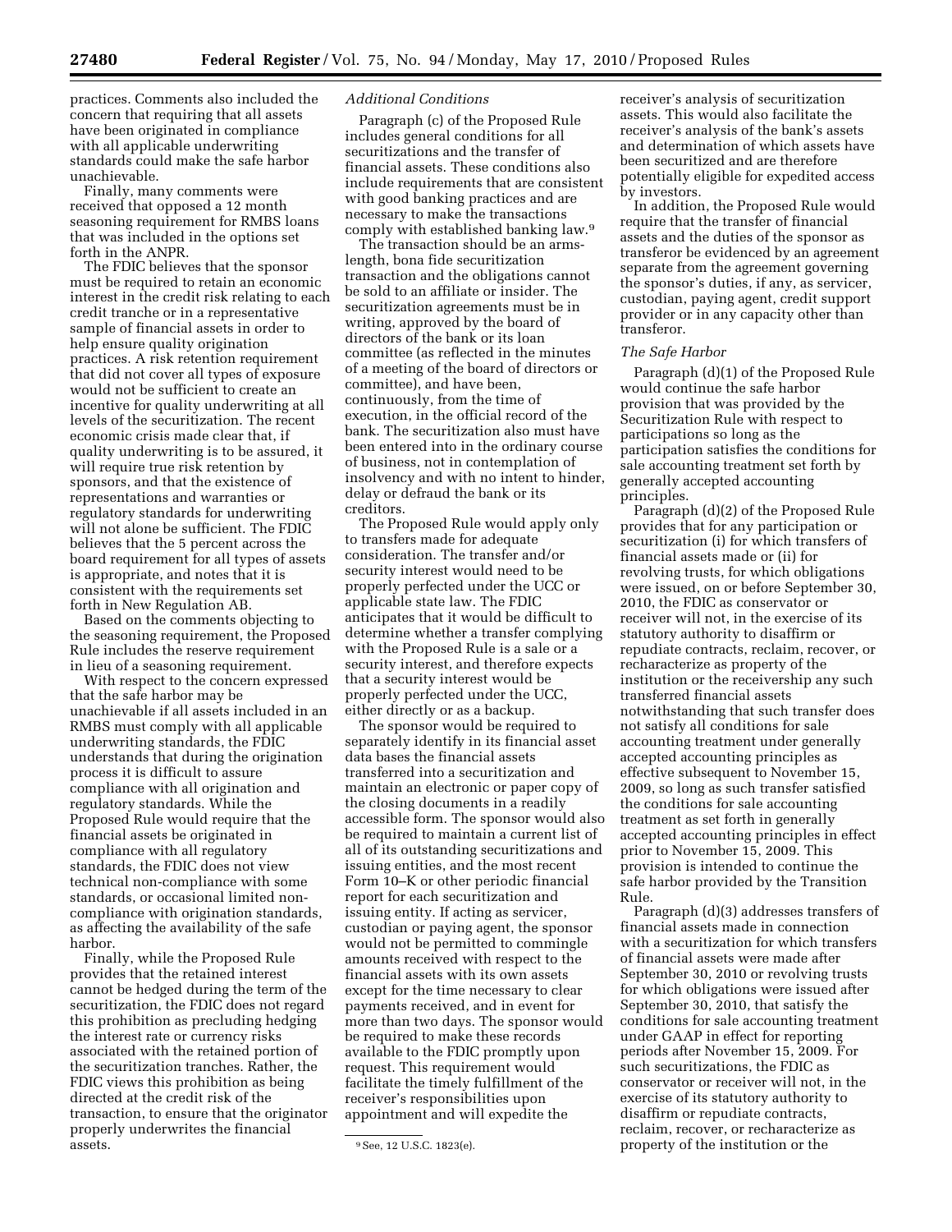practices. Comments also included the concern that requiring that all assets have been originated in compliance with all applicable underwriting standards could make the safe harbor unachievable.

Finally, many comments were received that opposed a 12 month seasoning requirement for RMBS loans that was included in the options set forth in the ANPR.

The FDIC believes that the sponsor must be required to retain an economic interest in the credit risk relating to each credit tranche or in a representative sample of financial assets in order to help ensure quality origination practices. A risk retention requirement that did not cover all types of exposure would not be sufficient to create an incentive for quality underwriting at all levels of the securitization. The recent economic crisis made clear that, if quality underwriting is to be assured, it will require true risk retention by sponsors, and that the existence of representations and warranties or regulatory standards for underwriting will not alone be sufficient. The FDIC believes that the 5 percent across the board requirement for all types of assets is appropriate, and notes that it is consistent with the requirements set forth in New Regulation AB.

Based on the comments objecting to the seasoning requirement, the Proposed Rule includes the reserve requirement in lieu of a seasoning requirement.

With respect to the concern expressed that the safe harbor may be unachievable if all assets included in an RMBS must comply with all applicable underwriting standards, the FDIC understands that during the origination process it is difficult to assure compliance with all origination and regulatory standards. While the Proposed Rule would require that the financial assets be originated in compliance with all regulatory standards, the FDIC does not view technical non-compliance with some standards, or occasional limited non-compliance with origination standards, as affecting the availability of the safe harbor.

Finally, while the Proposed Rule provides that the retained interest cannot be hedged during the term of the securitization, the FDIC does not regard this prohibition as precluding hedging the interest rate or currency risks associated with the retained portion of the securitization tranches. Rather, the FDIC views this prohibition as being directed at the credit risk of the transaction, to ensure that the originator properly underwrites the financial assets.

*Additional Conditions*

Paragraph (c) of the Proposed Rule includes general conditions for all securitizations and the transfer of financial assets. These conditions also include requirements that are consistent with good banking practices and are necessary to make the transactions comply with established banking law.[9]

The transaction should be an arms-length, bona fide securitization transaction and the obligations cannot be sold to an affiliate or insider. The securitization agreements must be in writing, approved by the board of directors of the bank or its loan committee (as reflected in the minutes of a meeting of the board of directors or committee), and have been, continuously, from the time of execution, in the official record of the bank. The securitization also must have been entered into in the ordinary course of business, not in contemplation of insolvency and with no intent to hinder, delay or defraud the bank or its creditors.

The Proposed Rule would apply only to transfers made for adequate consideration. The transfer and/or security interest would need to be properly perfected under the UCC or applicable state law. The FDIC anticipates that it would be difficult to determine whether a transfer complying with the Proposed Rule is a sale or a security interest, and therefore expects that a security interest would be properly perfected under the UCC, either directly or as a backup.

The sponsor would be required to separately identify in its financial asset data bases the financial assets transferred into a securitization and maintain an electronic or paper copy of the closing documents in a readily accessible form. The sponsor would also be required to maintain a current list of all of its outstanding securitizations and issuing entities, and the most recent Form 10–K or other periodic financial report for each securitization and issuing entity. If acting as servicer, custodian or paying agent, the sponsor would not be permitted to commingle amounts received with respect to the financial assets with its own assets except for the time necessary to clear payments received, and in event for more than two days. The sponsor would be required to make these records available to the FDIC promptly upon request. This requirement would facilitate the timely fulfillment of the receiver's responsibilities upon appointment and will expedite the receiver's analysis of securitization assets. This would also facilitate the receiver's analysis of the bank's assets and determination of which assets have been securitized and are therefore potentially eligible for expedited access by investors.

In addition, the Proposed Rule would require that the transfer of financial assets and the duties of the sponsor as transferor be evidenced by an agreement separate from the agreement governing the sponsor's duties, if any, as servicer, custodian, paying agent, credit support provider or in any capacity other than transferor.

*The Safe Harbor*

Paragraph (d)(1) of the Proposed Rule would continue the safe harbor provision that was provided by the Securitization Rule with respect to participations so long as the participation satisfies the conditions for sale accounting treatment set forth by generally accepted accounting principles.

Paragraph (d)(2) of the Proposed Rule provides that for any participation or securitization (i) for which transfers of financial assets made or (ii) for revolving trusts, for which obligations were issued, on or before September 30, 2010, the FDIC as conservator or receiver will not, in the exercise of its statutory authority to disaffirm or repudiate contracts, reclaim, recover, or recharacterize as property of the institution or the receivership any such transferred financial assets notwithstanding that such transfer does not satisfy all conditions for sale accounting treatment under generally accepted accounting principles as effective subsequent to November 15, 2009, so long as such transfer satisfied the conditions for sale accounting treatment as set forth in generally accepted accounting principles in effect prior to November 15, 2009. This provision is intended to continue the safe harbor provided by the Transition Rule.

Paragraph (d)(3) addresses transfers of financial assets made in connection with a securitization for which transfers of financial assets were made after September 30, 2010 or revolving trusts for which obligations were issued after September 30, 2010, that satisfy the conditions for sale accounting treatment under GAAP in effect for reporting periods after November 15, 2009. For such securitizations, the FDIC as conservator or receiver will not, in the exercise of its statutory authority to disaffirm or repudiate contracts, reclaim, recover, or recharacterize as property of the institution or the

[9] See, 12 U.S.C. 1823(e).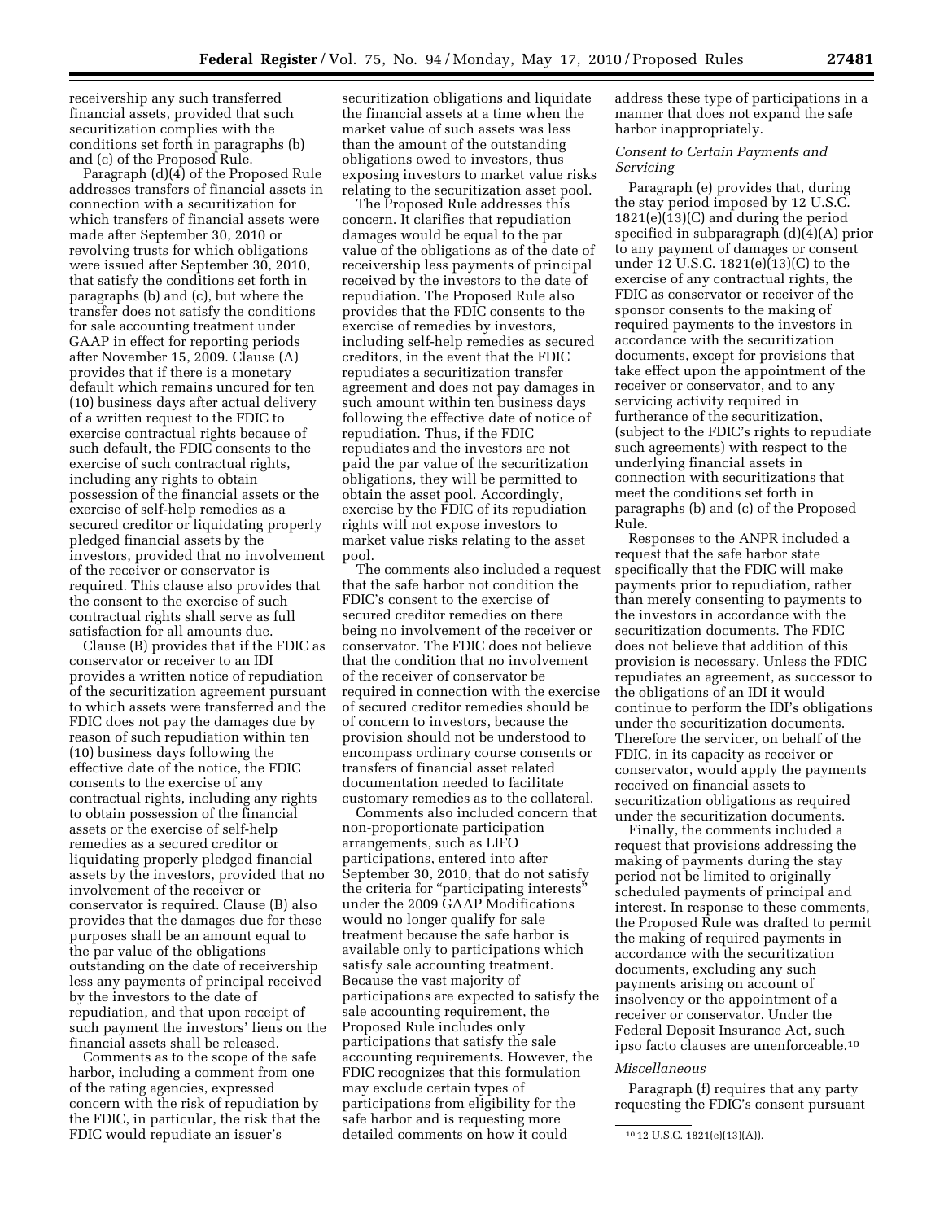receivership any such transferred financial assets, provided that such securitization complies with the conditions set forth in paragraphs (b) and (c) of the Proposed Rule.

Paragraph (d)(4) of the Proposed Rule addresses transfers of financial assets in connection with a securitization for which transfers of financial assets were made after September 30, 2010 or revolving trusts for which obligations were issued after September 30, 2010, that satisfy the conditions set forth in paragraphs (b) and (c), but where the transfer does not satisfy the conditions for sale accounting treatment under GAAP in effect for reporting periods after November 15, 2009. Clause (A) provides that if there is a monetary default which remains uncured for ten (10) business days after actual delivery of a written request to the FDIC to exercise contractual rights because of such default, the FDIC consents to the exercise of such contractual rights, including any rights to obtain possession of the financial assets or the exercise of self-help remedies as a secured creditor or liquidating properly pledged financial assets by the investors, provided that no involvement of the receiver or conservator is required. This clause also provides that the consent to the exercise of such contractual rights shall serve as full satisfaction for all amounts due.

Clause (B) provides that if the FDIC as conservator or receiver to an IDI provides a written notice of repudiation of the securitization agreement pursuant to which assets were transferred and the FDIC does not pay the damages due by reason of such repudiation within ten (10) business days following the effective date of the notice, the FDIC consents to the exercise of any contractual rights, including any rights to obtain possession of the financial assets or the exercise of self-help remedies as a secured creditor or liquidating properly pledged financial assets by the investors, provided that no involvement of the receiver or conservator is required. Clause (B) also provides that the damages due for these purposes shall be an amount equal to the par value of the obligations outstanding on the date of receivership less any payments of principal received by the investors to the date of repudiation, and that upon receipt of such payment the investors' liens on the financial assets shall be released.

Comments as to the scope of the safe harbor, including a comment from one of the rating agencies, expressed concern with the risk of repudiation by the FDIC, in particular, the risk that the FDIC would repudiate an issuer's securitization obligations and liquidate the financial assets at a time when the market value of such assets was less than the amount of the outstanding obligations owed to investors, thus exposing investors to market value risks relating to the securitization asset pool.

The Proposed Rule addresses this concern. It clarifies that repudiation damages would be equal to the par value of the obligations as of the date of receivership less payments of principal received by the investors to the date of repudiation. The Proposed Rule also provides that the FDIC consents to the exercise of remedies by investors, including self-help remedies as secured creditors, in the event that the FDIC repudiates a securitization transfer agreement and does not pay damages in such amount within ten business days following the effective date of notice of repudiation. Thus, if the FDIC repudiates and the investors are not paid the par value of the securitization obligations, they will be permitted to obtain the asset pool. Accordingly, exercise by the FDIC of its repudiation rights will not expose investors to market value risks relating to the asset pool.

The comments also included a request that the safe harbor not condition the FDIC's consent to the exercise of secured creditor remedies on there being no involvement of the receiver or conservator. The FDIC does not believe that the condition that no involvement of the receiver of conservator be required in connection with the exercise of secured creditor remedies should be of concern to investors, because the provision should not be understood to encompass ordinary course consents or transfers of financial asset related documentation needed to facilitate customary remedies as to the collateral.

Comments also included concern that non-proportionate participation arrangements, such as LIFO participations, entered into after September 30, 2010, that do not satisfy the criteria for "participating interests" under the 2009 GAAP Modifications would no longer qualify for sale treatment because the safe harbor is available only to participations which satisfy sale accounting treatment. Because the vast majority of participations are expected to satisfy the sale accounting requirement, the Proposed Rule includes only participations that satisfy the sale accounting requirements. However, the FDIC recognizes that this formulation may exclude certain types of participations from eligibility for the safe harbor and is requesting more detailed comments on how it could address these type of participations in a manner that does not expand the safe harbor inappropriately.

*Consent to Certain Payments and Servicing*

Paragraph (e) provides that, during the stay period imposed by 12 U.S.C. 1821(e)(13)(C) and during the period specified in subparagraph (d)(4)(A) prior to any payment of damages or consent under 12 U.S.C. 1821(e)(13)(C) to the exercise of any contractual rights, the FDIC as conservator or receiver of the sponsor consents to the making of required payments to the investors in accordance with the securitization documents, except for provisions that take effect upon the appointment of the receiver or conservator, and to any servicing activity required in furtherance of the securitization, (subject to the FDIC's rights to repudiate such agreements) with respect to the underlying financial assets in connection with securitizations that meet the conditions set forth in paragraphs (b) and (c) of the Proposed Rule.

Responses to the ANPR included a request that the safe harbor state specifically that the FDIC will make payments prior to repudiation, rather than merely consenting to payments to the investors in accordance with the securitization documents. The FDIC does not believe that addition of this provision is necessary. Unless the FDIC repudiates an agreement, as successor to the obligations of an IDI it would continue to perform the IDI's obligations under the securitization documents. Therefore the servicer, on behalf of the FDIC, in its capacity as receiver or conservator, would apply the payments received on financial assets to securitization obligations as required under the securitization documents.

Finally, the comments included a request that provisions addressing the making of payments during the stay period not be limited to originally scheduled payments of principal and interest. In response to these comments, the Proposed Rule was drafted to permit the making of required payments in accordance with the securitization documents, excluding any such payments arising on account of insolvency or the appointment of a receiver or conservator. Under the Federal Deposit Insurance Act, such ipso facto clauses are unenforceable.[10]

*Miscellaneous*

Paragraph (f) requires that any party requesting the FDIC's consent pursuant

[10] 12 U.S.C. 1821(e)(13)(A)).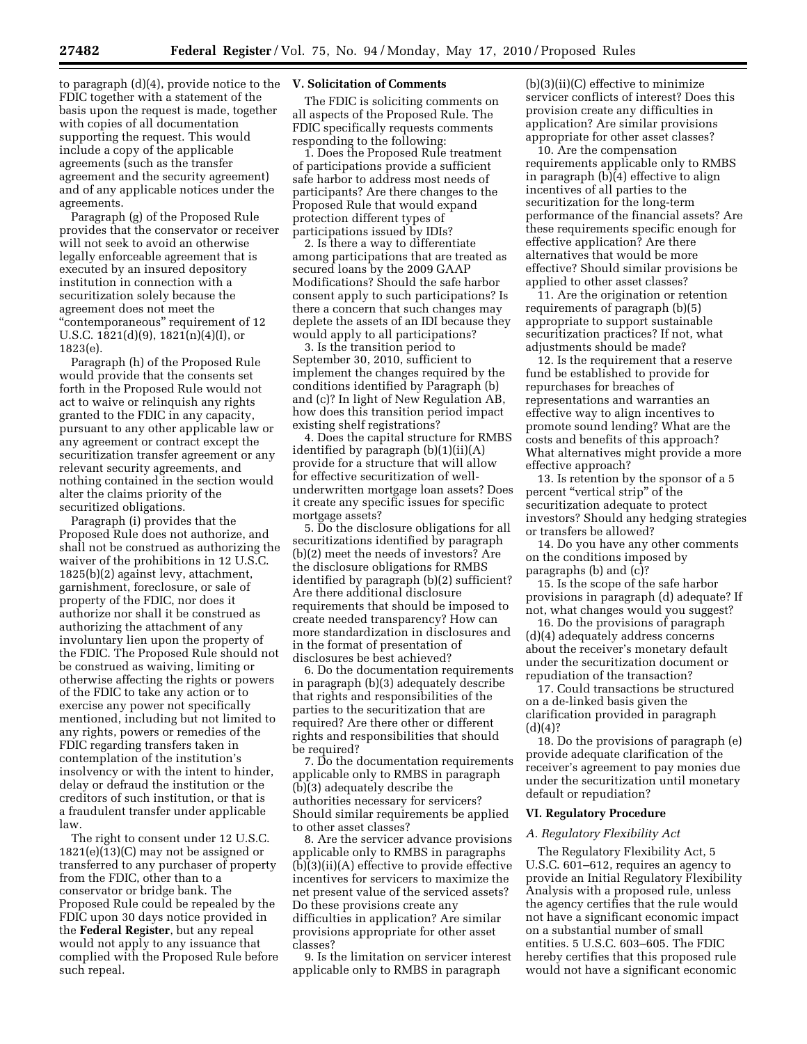to paragraph (d)(4), provide notice to the FDIC together with a statement of the basis upon the request is made, together with copies of all documentation supporting the request. This would include a copy of the applicable agreements (such as the transfer agreement and the security agreement) and of any applicable notices under the agreements.

Paragraph (g) of the Proposed Rule provides that the conservator or receiver will not seek to avoid an otherwise legally enforceable agreement that is executed by an insured depository institution in connection with a securitization solely because the agreement does not meet the "contemporaneous" requirement of 12 U.S.C. 1821(d)(9), 1821(n)(4)(I), or 1823(e).

Paragraph (h) of the Proposed Rule would provide that the consents set forth in the Proposed Rule would not act to waive or relinquish any rights granted to the FDIC in any capacity, pursuant to any other applicable law or any agreement or contract except the securitization transfer agreement or any relevant security agreements, and nothing contained in the section would alter the claims priority of the securitized obligations.

Paragraph (i) provides that the Proposed Rule does not authorize, and shall not be construed as authorizing the waiver of the prohibitions in 12 U.S.C. 1825(b)(2) against levy, attachment, garnishment, foreclosure, or sale of property of the FDIC, nor does it authorize nor shall it be construed as authorizing the attachment of any involuntary lien upon the property of the FDIC. The Proposed Rule should not be construed as waiving, limiting or otherwise affecting the rights or powers of the FDIC to take any action or to exercise any power not specifically mentioned, including but not limited to any rights, powers or remedies of the FDIC regarding transfers taken in contemplation of the institution's insolvency or with the intent to hinder, delay or defraud the institution or the creditors of such institution, or that is a fraudulent transfer under applicable law.

The right to consent under 12 U.S.C. 1821(e)(13)(C) may not be assigned or transferred to any purchaser of property from the FDIC, other than to a conservator or bridge bank. The Proposed Rule could be repealed by the FDIC upon 30 days notice provided in the **Federal Register**, but any repeal would not apply to any issuance that complied with the Proposed Rule before such repeal.

## V. Solicitation of Comments

The FDIC is soliciting comments on all aspects of the Proposed Rule. The FDIC specifically requests comments responding to the following:

1. Does the Proposed Rule treatment of participations provide a sufficient safe harbor to address most needs of participants? Are there changes to the Proposed Rule that would expand protection different types of participations issued by IDIs?

2. Is there a way to differentiate among participations that are treated as secured loans by the 2009 GAAP Modifications? Should the safe harbor consent apply to such participations? Is there a concern that such changes may deplete the assets of an IDI because they would apply to all participations?

3. Is the transition period to September 30, 2010, sufficient to implement the changes required by the conditions identified by Paragraph (b) and (c)? In light of New Regulation AB, how does this transition period impact existing shelf registrations?

4. Does the capital structure for RMBS identified by paragraph (b)(1)(ii)(A) provide for a structure that will allow for effective securitization of well-underwritten mortgage loan assets? Does it create any specific issues for specific mortgage assets?

5. Do the disclosure obligations for all securitizations identified by paragraph (b)(2) meet the needs of investors? Are the disclosure obligations for RMBS identified by paragraph (b)(2) sufficient? Are there additional disclosure requirements that should be imposed to create needed transparency? How can more standardization in disclosures and in the format of presentation of disclosures be best achieved?

6. Do the documentation requirements in paragraph (b)(3) adequately describe that rights and responsibilities of the parties to the securitization that are required? Are there other or different rights and responsibilities that should be required?

7. Do the documentation requirements applicable only to RMBS in paragraph (b)(3) adequately describe the authorities necessary for servicers? Should similar requirements be applied to other asset classes?

8. Are the servicer advance provisions applicable only to RMBS in paragraphs (b)(3)(ii)(A) effective to provide effective incentives for servicers to maximize the net present value of the serviced assets? Do these provisions create any difficulties in application? Are similar provisions appropriate for other asset classes?

9. Is the limitation on servicer interest applicable only to RMBS in paragraph (b)(3)(ii)(C) effective to minimize servicer conflicts of interest? Does this provision create any difficulties in application? Are similar provisions appropriate for other asset classes?

10. Are the compensation requirements applicable only to RMBS in paragraph (b)(4) effective to align incentives of all parties to the securitization for the long-term performance of the financial assets? Are these requirements specific enough for effective application? Are there alternatives that would be more effective? Should similar provisions be applied to other asset classes?

11. Are the origination or retention requirements of paragraph (b)(5) appropriate to support sustainable securitization practices? If not, what adjustments should be made?

12. Is the requirement that a reserve fund be established to provide for repurchases for breaches of representations and warranties an effective way to align incentives to promote sound lending? What are the costs and benefits of this approach? What alternatives might provide a more effective approach?

13. Is retention by the sponsor of a 5 percent "vertical strip" of the securitization adequate to protect investors? Should any hedging strategies or transfers be allowed?

14. Do you have any other comments on the conditions imposed by paragraphs (b) and (c)?

15. Is the scope of the safe harbor provisions in paragraph (d) adequate? If not, what changes would you suggest?

16. Do the provisions of paragraph (d)(4) adequately address concerns about the receiver's monetary default under the securitization document or repudiation of the transaction?

17. Could transactions be structured on a de-linked basis given the clarification provided in paragraph (d)(4)?

18. Do the provisions of paragraph (e) provide adequate clarification of the receiver's agreement to pay monies due under the securitization until monetary default or repudiation?

## VI. Regulatory Procedure

### *A. Regulatory Flexibility Act*

The Regulatory Flexibility Act, 5 U.S.C. 601–612, requires an agency to provide an Initial Regulatory Flexibility Analysis with a proposed rule, unless the agency certifies that the rule would not have a significant economic impact on a substantial number of small entities. 5 U.S.C. 603–605. The FDIC hereby certifies that this proposed rule would not have a significant economic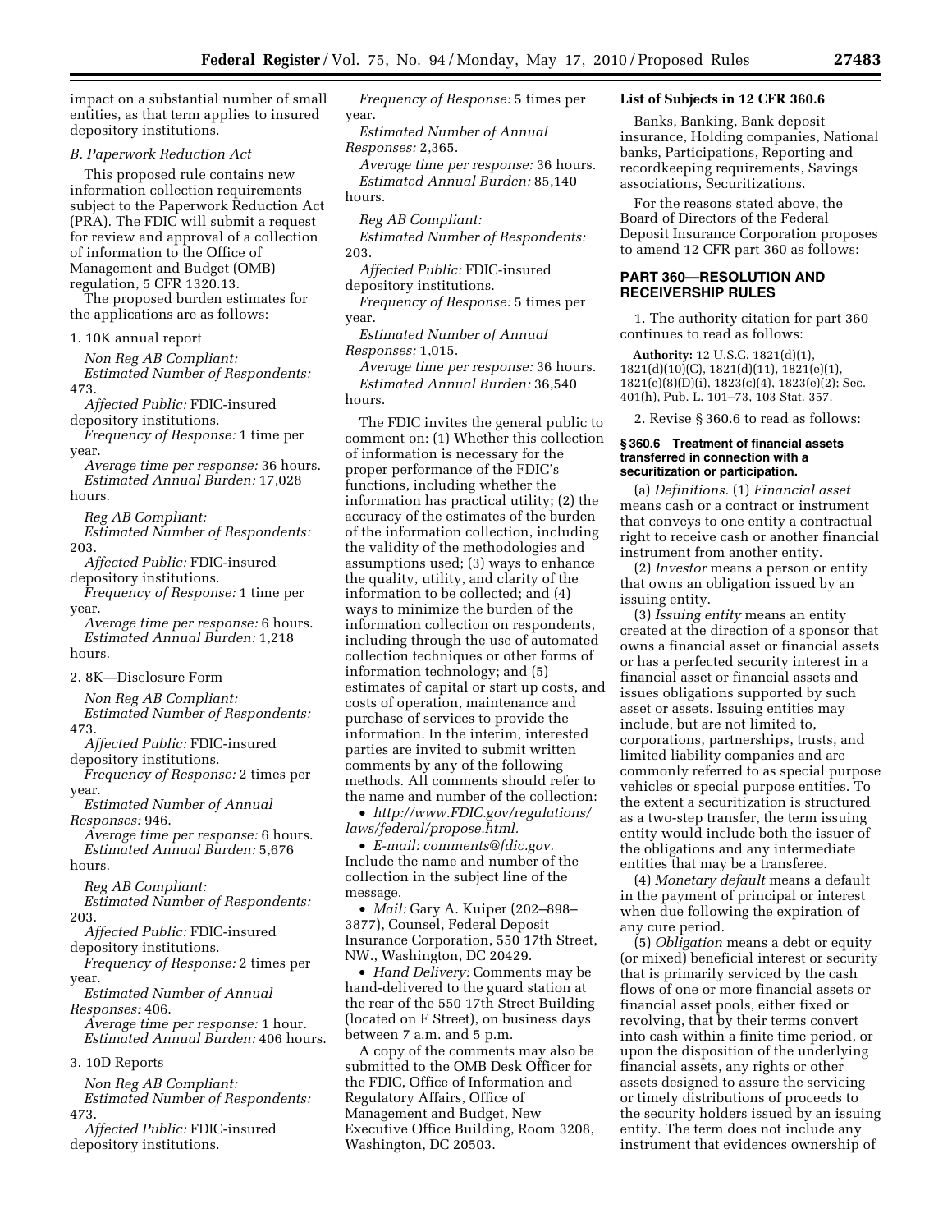impact on a substantial number of small entities, as that term applies to insured depository institutions.

*B. Paperwork Reduction Act*

This proposed rule contains new information collection requirements subject to the Paperwork Reduction Act (PRA). The FDIC will submit a request for review and approval of a collection of information to the Office of Management and Budget (OMB) regulation, 5 CFR 1320.13.

The proposed burden estimates for the applications are as follows:

1. 10K annual report

*Non Reg AB Compliant:*
*Estimated Number of Respondents:* 473.
*Affected Public:* FDIC-insured depository institutions.
*Frequency of Response:* 1 time per year.
*Average time per response:* 36 hours.
*Estimated Annual Burden:* 17,028 hours.

*Reg AB Compliant:*
*Estimated Number of Respondents:* 203.
*Affected Public:* FDIC-insured depository institutions.
*Frequency of Response:* 1 time per year.
*Average time per response:* 6 hours.
*Estimated Annual Burden:* 1,218 hours.

2. 8K—Disclosure Form

*Non Reg AB Compliant:*
*Estimated Number of Respondents:* 473.
*Affected Public:* FDIC-insured depository institutions.
*Frequency of Response:* 2 times per year.
*Estimated Number of Annual Responses:* 946.
*Average time per response:* 6 hours.
*Estimated Annual Burden:* 5,676 hours.

*Reg AB Compliant:*
*Estimated Number of Respondents:* 203.
*Affected Public:* FDIC-insured depository institutions.
*Frequency of Response:* 2 times per year.
*Estimated Number of Annual Responses:* 406.
*Average time per response:* 1 hour.
*Estimated Annual Burden:* 406 hours.

3. 10D Reports

*Non Reg AB Compliant:*
*Estimated Number of Respondents:* 473.
*Affected Public:* FDIC-insured depository institutions.
*Frequency of Response:* 5 times per year.
*Estimated Number of Annual Responses:* 2,365.
*Average time per response:* 36 hours.
*Estimated Annual Burden:* 85,140 hours.

*Reg AB Compliant:*
*Estimated Number of Respondents:* 203.
*Affected Public:* FDIC-insured depository institutions.
*Frequency of Response:* 5 times per year.
*Estimated Number of Annual Responses:* 1,015.
*Average time per response:* 36 hours.
*Estimated Annual Burden:* 36,540 hours.

The FDIC invites the general public to comment on: (1) Whether this collection of information is necessary for the proper performance of the FDIC's functions, including whether the information has practical utility; (2) the accuracy of the estimates of the burden of the information collection, including the validity of the methodologies and assumptions used; (3) ways to enhance the quality, utility, and clarity of the information to be collected; and (4) ways to minimize the burden of the information collection on respondents, including through the use of automated collection techniques or other forms of information technology; and (5) estimates of capital or start up costs, and costs of operation, maintenance and purchase of services to provide the information. In the interim, interested parties are invited to submit written comments by any of the following methods. All comments should refer to the name and number of the collection:

- *http://www.FDIC.gov/regulations/laws/federal/propose.html.*
- *E-mail: comments@fdic.gov.* Include the name and number of the collection in the subject line of the message.
- *Mail:* Gary A. Kuiper (202–898–3877), Counsel, Federal Deposit Insurance Corporation, 550 17th Street, NW., Washington, DC 20429.
- *Hand Delivery:* Comments may be hand-delivered to the guard station at the rear of the 550 17th Street Building (located on F Street), on business days between 7 a.m. and 5 p.m.

A copy of the comments may also be submitted to the OMB Desk Officer for the FDIC, Office of Information and Regulatory Affairs, Office of Management and Budget, New Executive Office Building, Room 3208, Washington, DC 20503.

**List of Subjects in 12 CFR 360.6**

Banks, Banking, Bank deposit insurance, Holding companies, National banks, Participations, Reporting and recordkeeping requirements, Savings associations, Securitizations.

For the reasons stated above, the Board of Directors of the Federal Deposit Insurance Corporation proposes to amend 12 CFR part 360 as follows:

## PART 360—RESOLUTION AND RECEIVERSHIP RULES

1. The authority citation for part 360 continues to read as follows:

**Authority:** 12 U.S.C. 1821(d)(1), 1821(d)(10)(C), 1821(d)(11), 1821(e)(1), 1821(e)(8)(D)(i), 1823(c)(4), 1823(e)(2); Sec. 401(h), Pub. L. 101–73, 103 Stat. 357.

2. Revise § 360.6 to read as follows:

### § 360.6 Treatment of financial assets transferred in connection with a securitization or participation.

(a) *Definitions.* (1) *Financial asset* means cash or a contract or instrument that conveys to one entity a contractual right to receive cash or another financial instrument from another entity.

(2) *Investor* means a person or entity that owns an obligation issued by an issuing entity.

(3) *Issuing entity* means an entity created at the direction of a sponsor that owns a financial asset or financial assets or has a perfected security interest in a financial asset or financial assets and issues obligations supported by such asset or assets. Issuing entities may include, but are not limited to, corporations, partnerships, trusts, and limited liability companies and are commonly referred to as special purpose vehicles or special purpose entities. To the extent a securitization is structured as a two-step transfer, the term issuing entity would include both the issuer of the obligations and any intermediate entities that may be a transferee.

(4) *Monetary default* means a default in the payment of principal or interest when due following the expiration of any cure period.

(5) *Obligation* means a debt or equity (or mixed) beneficial interest or security that is primarily serviced by the cash flows of one or more financial assets or financial asset pools, either fixed or revolving, that by their terms convert into cash within a finite time period, or upon the disposition of the underlying financial assets, any rights or other assets designed to assure the servicing or timely distributions of proceeds to the security holders issued by an issuing entity. The term does not include any instrument that evidences ownership of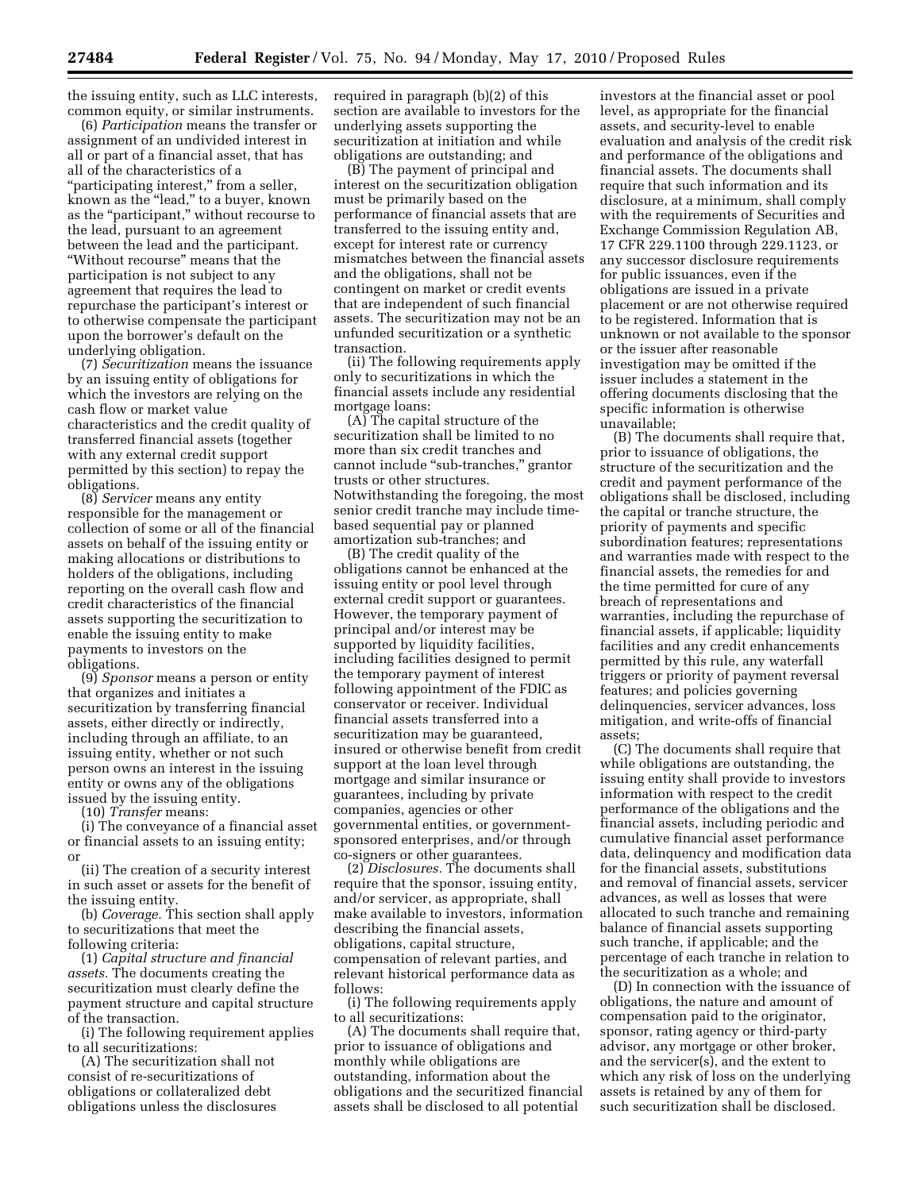the issuing entity, such as LLC interests, common equity, or similar instruments.

(6) *Participation* means the transfer or assignment of an undivided interest in all or part of a financial asset, that has all of the characteristics of a "participating interest," from a seller, known as the "lead," to a buyer, known as the "participant," without recourse to the lead, pursuant to an agreement between the lead and the participant. "Without recourse" means that the participation is not subject to any agreement that requires the lead to repurchase the participant's interest or to otherwise compensate the participant upon the borrower's default on the underlying obligation.

(7) *Securitization* means the issuance by an issuing entity of obligations for which the investors are relying on the cash flow or market value characteristics and the credit quality of transferred financial assets (together with any external credit support permitted by this section) to repay the obligations.

(8) *Servicer* means any entity responsible for the management or collection of some or all of the financial assets on behalf of the issuing entity or making allocations or distributions to holders of the obligations, including reporting on the overall cash flow and credit characteristics of the financial assets supporting the securitization to enable the issuing entity to make payments to investors on the obligations.

(9) *Sponsor* means a person or entity that organizes and initiates a securitization by transferring financial assets, either directly or indirectly, including through an affiliate, to an issuing entity, whether or not such person owns an interest in the issuing entity or owns any of the obligations issued by the issuing entity.

(10) *Transfer* means:

(i) The conveyance of a financial asset or financial assets to an issuing entity; or

(ii) The creation of a security interest in such asset or assets for the benefit of the issuing entity.

(b) *Coverage.* This section shall apply to securitizations that meet the following criteria:

(1) *Capital structure and financial assets.* The documents creating the securitization must clearly define the payment structure and capital structure of the transaction.

(i) The following requirement applies to all securitizations:

(A) The securitization shall not consist of re-securitizations of obligations or collateralized debt obligations unless the disclosures required in paragraph (b)(2) of this section are available to investors for the underlying assets supporting the securitization at initiation and while obligations are outstanding; and

(B) The payment of principal and interest on the securitization obligation must be primarily based on the performance of financial assets that are transferred to the issuing entity and, except for interest rate or currency mismatches between the financial assets and the obligations, shall not be contingent on market or credit events that are independent of such financial assets. The securitization may not be an unfunded securitization or a synthetic transaction.

(ii) The following requirements apply only to securitizations in which the financial assets include any residential mortgage loans:

(A) The capital structure of the securitization shall be limited to no more than six credit tranches and cannot include "sub-tranches," grantor trusts or other structures. Notwithstanding the foregoing, the most senior credit tranche may include time-based sequential pay or planned amortization sub-tranches; and

(B) The credit quality of the obligations cannot be enhanced at the issuing entity or pool level through external credit support or guarantees. However, the temporary payment of principal and/or interest may be supported by liquidity facilities, including facilities designed to permit the temporary payment of interest following appointment of the FDIC as conservator or receiver. Individual financial assets transferred into a securitization may be guaranteed, insured or otherwise benefit from credit support at the loan level through mortgage and similar insurance or guarantees, including by private companies, agencies or other governmental entities, or government-sponsored enterprises, and/or through co-signers or other guarantees.

(2) *Disclosures.* The documents shall require that the sponsor, issuing entity, and/or servicer, as appropriate, shall make available to investors, information describing the financial assets, obligations, capital structure, compensation of relevant parties, and relevant historical performance data as follows:

(i) The following requirements apply to all securitizations:

(A) The documents shall require that, prior to issuance of obligations and monthly while obligations are outstanding, information about the obligations and the securitized financial assets shall be disclosed to all potential investors at the financial asset or pool level, as appropriate for the financial assets, and security-level to enable evaluation and analysis of the credit risk and performance of the obligations and financial assets. The documents shall require that such information and its disclosure, at a minimum, shall comply with the requirements of Securities and Exchange Commission Regulation AB, 17 CFR 229.1100 through 229.1123, or any successor disclosure requirements for public issuances, even if the obligations are issued in a private placement or are not otherwise required to be registered. Information that is unknown or not available to the sponsor or the issuer after reasonable investigation may be omitted if the issuer includes a statement in the offering documents disclosing that the specific information is otherwise unavailable;

(B) The documents shall require that, prior to issuance of obligations, the structure of the securitization and the credit and payment performance of the obligations shall be disclosed, including the capital or tranche structure, the priority of payments and specific subordination features; representations and warranties made with respect to the financial assets, the remedies for and the time permitted for cure of any breach of representations and warranties, including the repurchase of financial assets, if applicable; liquidity facilities and any credit enhancements permitted by this rule, any waterfall triggers or priority of payment reversal features; and policies governing delinquencies, servicer advances, loss mitigation, and write-offs of financial assets;

(C) The documents shall require that while obligations are outstanding, the issuing entity shall provide to investors information with respect to the credit performance of the obligations and the financial assets, including periodic and cumulative financial asset performance data, delinquency and modification data for the financial assets, substitutions and removal of financial assets, servicer advances, as well as losses that were allocated to such tranche and remaining balance of financial assets supporting such tranche, if applicable; and the percentage of each tranche in relation to the securitization as a whole; and

(D) In connection with the issuance of obligations, the nature and amount of compensation paid to the originator, sponsor, rating agency or third-party advisor, any mortgage or other broker, and the servicer(s), and the extent to which any risk of loss on the underlying assets is retained by any of them for such securitization shall be disclosed.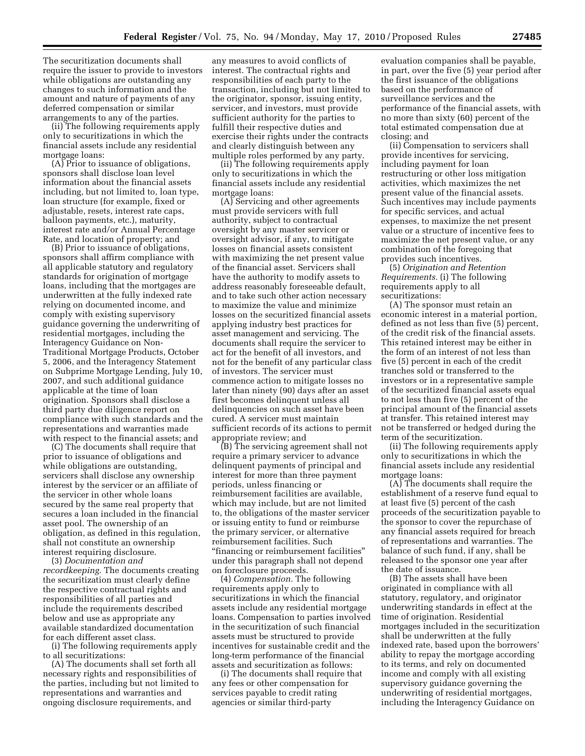The securitization documents shall require the issuer to provide to investors while obligations are outstanding any changes to such information and the amount and nature of payments of any deferred compensation or similar arrangements to any of the parties.

(ii) The following requirements apply only to securitizations in which the financial assets include any residential mortgage loans:

(A) Prior to issuance of obligations, sponsors shall disclose loan level information about the financial assets including, but not limited to, loan type, loan structure (for example, fixed or adjustable, resets, interest rate caps, balloon payments, etc.), maturity, interest rate and/or Annual Percentage Rate, and location of property; and

(B) Prior to issuance of obligations, sponsors shall affirm compliance with all applicable statutory and regulatory standards for origination of mortgage loans, including that the mortgages are underwritten at the fully indexed rate relying on documented income, and comply with existing supervisory guidance governing the underwriting of residential mortgages, including the Interagency Guidance on Non-Traditional Mortgage Products, October 5, 2006, and the Interagency Statement on Subprime Mortgage Lending, July 10, 2007, and such additional guidance applicable at the time of loan origination. Sponsors shall disclose a third party due diligence report on compliance with such standards and the representations and warranties made with respect to the financial assets; and

(C) The documents shall require that prior to issuance of obligations and while obligations are outstanding, servicers shall disclose any ownership interest by the servicer or an affiliate of the servicer in other whole loans secured by the same real property that secures a loan included in the financial asset pool. The ownership of an obligation, as defined in this regulation, shall not constitute an ownership interest requiring disclosure.

(3) *Documentation and recordkeeping.* The documents creating the securitization must clearly define the respective contractual rights and responsibilities of all parties and include the requirements described below and use as appropriate any available standardized documentation for each different asset class.

(i) The following requirements apply to all securitizations:

(A) The documents shall set forth all necessary rights and responsibilities of the parties, including but not limited to representations and warranties and ongoing disclosure requirements, and any measures to avoid conflicts of interest. The contractual rights and responsibilities of each party to the transaction, including but not limited to the originator, sponsor, issuing entity, servicer, and investors, must provide sufficient authority for the parties to fulfill their respective duties and exercise their rights under the contracts and clearly distinguish between any multiple roles performed by any party.

(ii) The following requirements apply only to securitizations in which the financial assets include any residential mortgage loans:

(A) Servicing and other agreements must provide servicers with full authority, subject to contractual oversight by any master servicer or oversight advisor, if any, to mitigate losses on financial assets consistent with maximizing the net present value of the financial asset. Servicers shall have the authority to modify assets to address reasonably foreseeable default, and to take such other action necessary to maximize the value and minimize losses on the securitized financial assets applying industry best practices for asset management and servicing. The documents shall require the servicer to act for the benefit of all investors, and not for the benefit of any particular class of investors. The servicer must commence action to mitigate losses no later than ninety (90) days after an asset first becomes delinquent unless all delinquencies on such asset have been cured. A servicer must maintain sufficient records of its actions to permit appropriate review; and

(B) The servicing agreement shall not require a primary servicer to advance delinquent payments of principal and interest for more than three payment periods, unless financing or reimbursement facilities are available, which may include, but are not limited to, the obligations of the master servicer or issuing entity to fund or reimburse the primary servicer, or alternative reimbursement facilities. Such "financing or reimbursement facilities" under this paragraph shall not depend on foreclosure proceeds.

(4) *Compensation.* The following requirements apply only to securitizations in which the financial assets include any residential mortgage loans. Compensation to parties involved in the securitization of such financial assets must be structured to provide incentives for sustainable credit and the long-term performance of the financial assets and securitization as follows:

(i) The documents shall require that any fees or other compensation for services payable to credit rating agencies or similar third-party evaluation companies shall be payable, in part, over the five (5) year period after the first issuance of the obligations based on the performance of surveillance services and the performance of the financial assets, with no more than sixty (60) percent of the total estimated compensation due at closing; and

(ii) Compensation to servicers shall provide incentives for servicing, including payment for loan restructuring or other loss mitigation activities, which maximizes the net present value of the financial assets. Such incentives may include payments for specific services, and actual expenses, to maximize the net present value or a structure of incentive fees to maximize the net present value, or any combination of the foregoing that provides such incentives.

(5) *Origination and Retention Requirements.* (i) The following requirements apply to all securitizations:

(A) The sponsor must retain an economic interest in a material portion, defined as not less than five (5) percent, of the credit risk of the financial assets. This retained interest may be either in the form of an interest of not less than five (5) percent in each of the credit tranches sold or transferred to the investors or in a representative sample of the securitized financial assets equal to not less than five (5) percent of the principal amount of the financial assets at transfer. This retained interest may not be transferred or hedged during the term of the securitization.

(ii) The following requirements apply only to securitizations in which the financial assets include any residential mortgage loans:

(A) The documents shall require the establishment of a reserve fund equal to at least five (5) percent of the cash proceeds of the securitization payable to the sponsor to cover the repurchase of any financial assets required for breach of representations and warranties. The balance of such fund, if any, shall be released to the sponsor one year after the date of issuance.

(B) The assets shall have been originated in compliance with all statutory, regulatory, and originator underwriting standards in effect at the time of origination. Residential mortgages included in the securitization shall be underwritten at the fully indexed rate, based upon the borrowers' ability to repay the mortgage according to its terms, and rely on documented income and comply with all existing supervisory guidance governing the underwriting of residential mortgages, including the Interagency Guidance on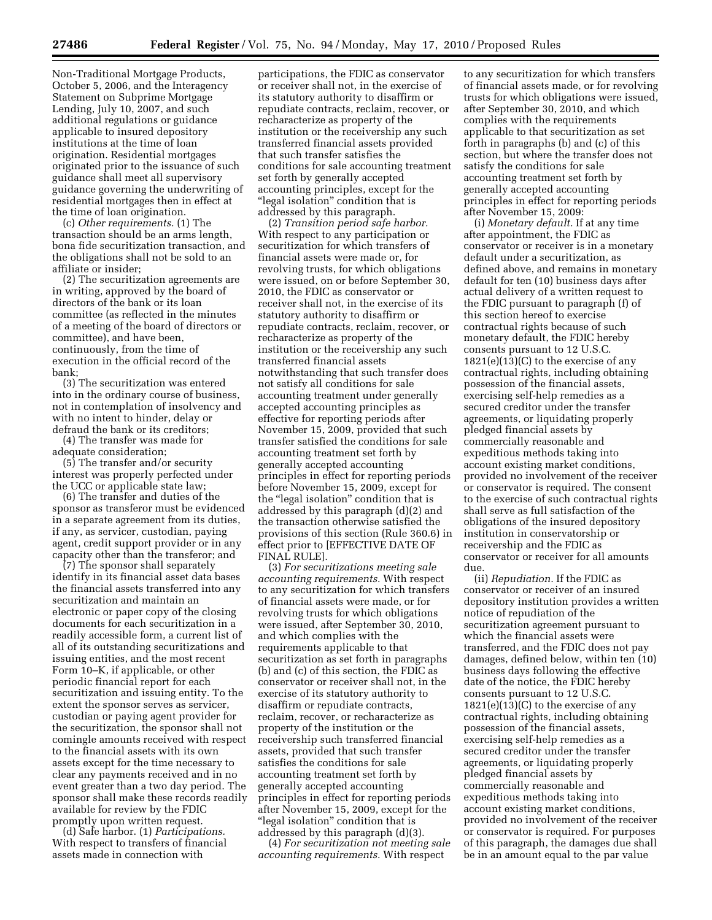Non-Traditional Mortgage Products, October 5, 2006, and the Interagency Statement on Subprime Mortgage Lending, July 10, 2007, and such additional regulations or guidance applicable to insured depository institutions at the time of loan origination. Residential mortgages originated prior to the issuance of such guidance shall meet all supervisory guidance governing the underwriting of residential mortgages then in effect at the time of loan origination.

(c) *Other requirements.* (1) The transaction should be an arms length, bona fide securitization transaction, and the obligations shall not be sold to an affiliate or insider;

(2) The securitization agreements are in writing, approved by the board of directors of the bank or its loan committee (as reflected in the minutes of a meeting of the board of directors or committee), and have been, continuously, from the time of execution in the official record of the bank;

(3) The securitization was entered into in the ordinary course of business, not in contemplation of insolvency and with no intent to hinder, delay or defraud the bank or its creditors;

(4) The transfer was made for adequate consideration;

(5) The transfer and/or security interest was properly perfected under the UCC or applicable state law;

(6) The transfer and duties of the sponsor as transferor must be evidenced in a separate agreement from its duties, if any, as servicer, custodian, paying agent, credit support provider or in any capacity other than the transferor; and

(7) The sponsor shall separately identify in its financial asset data bases the financial assets transferred into any securitization and maintain an electronic or paper copy of the closing documents for each securitization in a readily accessible form, a current list of all of its outstanding securitizations and issuing entities, and the most recent Form 10–K, if applicable, or other periodic financial report for each securitization and issuing entity. To the extent the sponsor serves as servicer, custodian or paying agent provider for the securitization, the sponsor shall not comingle amounts received with respect to the financial assets with its own assets except for the time necessary to clear any payments received and in no event greater than a two day period. The sponsor shall make these records readily available for review by the FDIC promptly upon written request.

(d) Safe harbor. (1) *Participations.* With respect to transfers of financial assets made in connection with participations, the FDIC as conservator or receiver shall not, in the exercise of its statutory authority to disaffirm or repudiate contracts, reclaim, recover, or recharacterize as property of the institution or the receivership any such transferred financial assets provided that such transfer satisfies the conditions for sale accounting treatment set forth by generally accepted accounting principles, except for the "legal isolation" condition that is addressed by this paragraph.

(2) *Transition period safe harbor.* With respect to any participation or securitization for which transfers of financial assets were made or, for revolving trusts, for which obligations were issued, on or before September 30, 2010, the FDIC as conservator or receiver shall not, in the exercise of its statutory authority to disaffirm or repudiate contracts, reclaim, recover, or recharacterize as property of the institution or the receivership any such transferred financial assets notwithstanding that such transfer does not satisfy all conditions for sale accounting treatment under generally accepted accounting principles as effective for reporting periods after November 15, 2009, provided that such transfer satisfied the conditions for sale accounting treatment set forth by generally accepted accounting principles in effect for reporting periods before November 15, 2009, except for the "legal isolation" condition that is addressed by this paragraph (d)(2) and the transaction otherwise satisfied the provisions of this section (Rule 360.6) in effect prior to [EFFECTIVE DATE OF FINAL RULE].

(3) *For securitizations meeting sale accounting requirements.* With respect to any securitization for which transfers of financial assets were made, or for revolving trusts for which obligations were issued, after September 30, 2010, and which complies with the requirements applicable to that securitization as set forth in paragraphs (b) and (c) of this section, the FDIC as conservator or receiver shall not, in the exercise of its statutory authority to disaffirm or repudiate contracts, reclaim, recover, or recharacterize as property of the institution or the receivership such transferred financial assets, provided that such transfer satisfies the conditions for sale accounting treatment set forth by generally accepted accounting principles in effect for reporting periods after November 15, 2009, except for the "legal isolation" condition that is addressed by this paragraph (d)(3).

(4) *For securitization not meeting sale accounting requirements.* With respect to any securitization for which transfers of financial assets made, or for revolving trusts for which obligations were issued, after September 30, 2010, and which complies with the requirements applicable to that securitization as set forth in paragraphs (b) and (c) of this section, but where the transfer does not satisfy the conditions for sale accounting treatment set forth by generally accepted accounting principles in effect for reporting periods after November 15, 2009:

(i) *Monetary default.* If at any time after appointment, the FDIC as conservator or receiver is in a monetary default under a securitization, as defined above, and remains in monetary default for ten (10) business days after actual delivery of a written request to the FDIC pursuant to paragraph (f) of this section hereof to exercise contractual rights because of such monetary default, the FDIC hereby consents pursuant to 12 U.S.C. 1821(e)(13)(C) to the exercise of any contractual rights, including obtaining possession of the financial assets, exercising self-help remedies as a secured creditor under the transfer agreements, or liquidating properly pledged financial assets by commercially reasonable and expeditious methods taking into account existing market conditions, provided no involvement of the receiver or conservator is required. The consent to the exercise of such contractual rights shall serve as full satisfaction of the obligations of the insured depository institution in conservatorship or receivership and the FDIC as conservator or receiver for all amounts due.

(ii) *Repudiation.* If the FDIC as conservator or receiver of an insured depository institution provides a written notice of repudiation of the securitization agreement pursuant to which the financial assets were transferred, and the FDIC does not pay damages, defined below, within ten (10) business days following the effective date of the notice, the FDIC hereby consents pursuant to 12 U.S.C. 1821(e)(13)(C) to the exercise of any contractual rights, including obtaining possession of the financial assets, exercising self-help remedies as a secured creditor under the transfer agreements, or liquidating properly pledged financial assets by commercially reasonable and expeditious methods taking into account existing market conditions, provided no involvement of the receiver or conservator is required. For purposes of this paragraph, the damages due shall be in an amount equal to the par value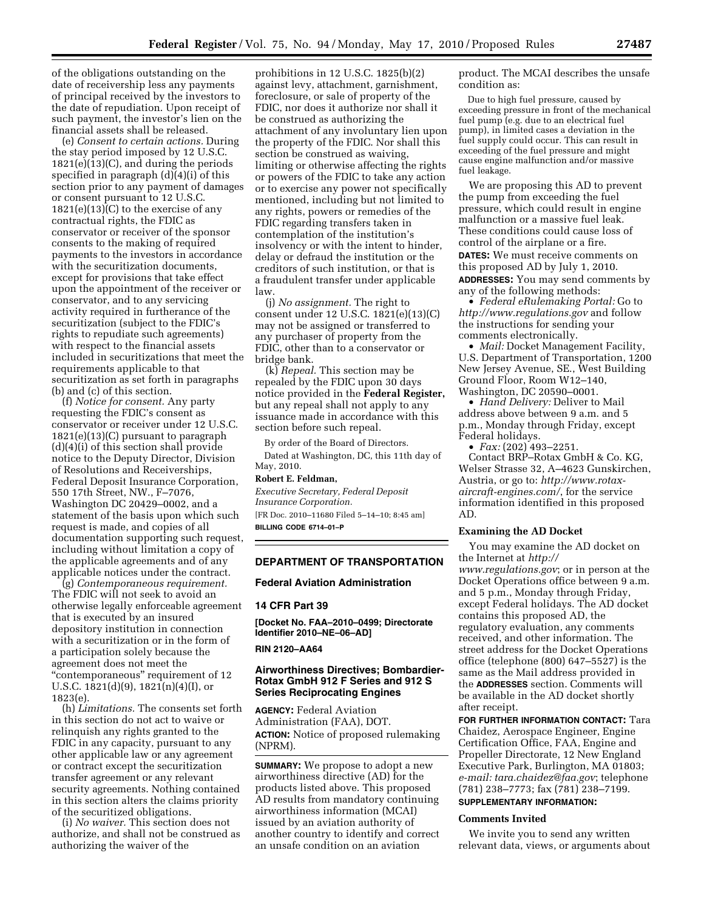of the obligations outstanding on the date of receivership less any payments of principal received by the investors to the date of repudiation. Upon receipt of such payment, the investor's lien on the financial assets shall be released.

(e) *Consent to certain actions.* During the stay period imposed by 12 U.S.C. 1821(e)(13)(C), and during the periods specified in paragraph (d)(4)(i) of this section prior to any payment of damages or consent pursuant to 12 U.S.C. 1821(e)(13)(C) to the exercise of any contractual rights, the FDIC as conservator or receiver of the sponsor consents to the making of required payments to the investors in accordance with the securitization documents, except for provisions that take effect upon the appointment of the receiver or conservator, and to any servicing activity required in furtherance of the securitization (subject to the FDIC's rights to repudiate such agreements) with respect to the financial assets included in securitizations that meet the requirements applicable to that securitization as set forth in paragraphs (b) and (c) of this section.

(f) *Notice for consent.* Any party requesting the FDIC's consent as conservator or receiver under 12 U.S.C. 1821(e)(13)(C) pursuant to paragraph (d)(4)(i) of this section shall provide notice to the Deputy Director, Division of Resolutions and Receiverships, Federal Deposit Insurance Corporation, 550 17th Street, NW., F–7076, Washington DC 20429–0002, and a statement of the basis upon which such request is made, and copies of all documentation supporting such request, including without limitation a copy of the applicable agreements and of any applicable notices under the contract.

(g) *Contemporaneous requirement.* The FDIC will not seek to avoid an otherwise legally enforceable agreement that is executed by an insured depository institution in connection with a securitization or in the form of a participation solely because the agreement does not meet the "contemporaneous" requirement of 12 U.S.C. 1821(d)(9), 1821(n)(4)(I), or 1823(e).

(h) *Limitations.* The consents set forth in this section do not act to waive or relinquish any rights granted to the FDIC in any capacity, pursuant to any other applicable law or any agreement or contract except the securitization transfer agreement or any relevant security agreements. Nothing contained in this section alters the claims priority of the securitized obligations.

(i) *No waiver.* This section does not authorize, and shall not be construed as authorizing the waiver of the prohibitions in 12 U.S.C. 1825(b)(2) against levy, attachment, garnishment, foreclosure, or sale of property of the FDIC, nor does it authorize nor shall it be construed as authorizing the attachment of any involuntary lien upon the property of the FDIC. Nor shall this section be construed as waiving, limiting or otherwise affecting the rights or powers of the FDIC to take any action or to exercise any power not specifically mentioned, including but not limited to any rights, powers or remedies of the FDIC regarding transfers taken in contemplation of the institution's insolvency or with the intent to hinder, delay or defraud the institution or the creditors of such institution, or that is a fraudulent transfer under applicable law.

(j) *No assignment.* The right to consent under 12 U.S.C. 1821(e)(13)(C) may not be assigned or transferred to any purchaser of property from the FDIC, other than to a conservator or bridge bank.

(k) *Repeal.* This section may be repealed by the FDIC upon 30 days notice provided in the **Federal Register,** but any repeal shall not apply to any issuance made in accordance with this section before such repeal.

By order of the Board of Directors.

Dated at Washington, DC, this 11th day of May, 2010.

**Robert E. Feldman,**

*Executive Secretary, Federal Deposit Insurance Corporation.*

[FR Doc. 2010–11680 Filed 5–14–10; 8:45 am]

**BILLING CODE 6714–01–P**

## DEPARTMENT OF TRANSPORTATION

### Federal Aviation Administration

### 14 CFR Part 39

**[Docket No. FAA–2010–0499; Directorate Identifier 2010–NE–06–AD]**

**RIN 2120–AA64**

### Airworthiness Directives; Bombardier-Rotax GmbH 912 F Series and 912 S Series Reciprocating Engines

**AGENCY:** Federal Aviation Administration (FAA), DOT.

**ACTION:** Notice of proposed rulemaking (NPRM).

**SUMMARY:** We propose to adopt a new airworthiness directive (AD) for the products listed above. This proposed AD results from mandatory continuing airworthiness information (MCAI) issued by an aviation authority of another country to identify and correct an unsafe condition on an aviation product. The MCAI describes the unsafe condition as:

> Due to high fuel pressure, caused by exceeding pressure in front of the mechanical fuel pump (e.g. due to an electrical fuel pump), in limited cases a deviation in the fuel supply could occur. This can result in exceeding of the fuel pressure and might cause engine malfunction and/or massive fuel leakage.

We are proposing this AD to prevent the pump from exceeding the fuel pressure, which could result in engine malfunction or a massive fuel leak. These conditions could cause loss of control of the airplane or a fire.

**DATES:** We must receive comments on this proposed AD by July 1, 2010.

**ADDRESSES:** You may send comments by any of the following methods:

- *Federal eRulemaking Portal:* Go to *http://www.regulations.gov* and follow the instructions for sending your comments electronically.
- *Mail:* Docket Management Facility, U.S. Department of Transportation, 1200 New Jersey Avenue, SE., West Building Ground Floor, Room W12–140, Washington, DC 20590–0001.
- *Hand Delivery:* Deliver to Mail address above between 9 a.m. and 5 p.m., Monday through Friday, except Federal holidays.
- *Fax:* (202) 493–2251.

Contact BRP–Rotax GmbH & Co. KG, Welser Strasse 32, A–4623 Gunskirchen, Austria, or go to: *http://www.rotax-aircraft-engines.com/*, for the service information identified in this proposed AD.

#### Examining the AD Docket

You may examine the AD docket on the Internet at *http://www.regulations.gov*; or in person at the Docket Operations office between 9 a.m. and 5 p.m., Monday through Friday, except Federal holidays. The AD docket contains this proposed AD, the regulatory evaluation, any comments received, and other information. The street address for the Docket Operations office (telephone (800) 647–5527) is the same as the Mail address provided in the **ADDRESSES** section. Comments will be available in the AD docket shortly after receipt.

**FOR FURTHER INFORMATION CONTACT:** Tara Chaidez, Aerospace Engineer, Engine Certification Office, FAA, Engine and Propeller Directorate, 12 New England Executive Park, Burlington, MA 01803; *e-mail: tara.chaidez@faa.gov*; telephone (781) 238–7773; fax (781) 238–7199.

**SUPPLEMENTARY INFORMATION:**

#### Comments Invited

We invite you to send any written relevant data, views, or arguments about